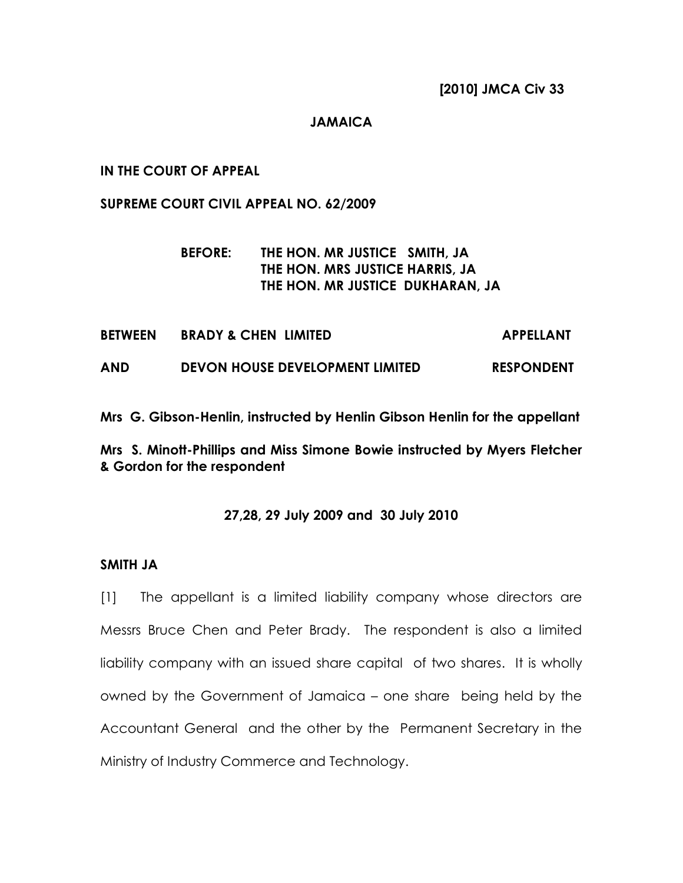**[2010] JMCA Civ 33**

**JAMAICA**

**IN THE COURT OF APPEAL**

**SUPREME COURT CIVIL APPEAL NO. 62/2009**

**BEFORE: THE HON. MR JUSTICE SMITH, JA**
**THE HON. MRS JUSTICE HARRIS, JA**
**THE HON. MR JUSTICE DUKHARAN, JA**

| | | |
|---|---|---|
| **BETWEEN** | **BRADY & CHEN LIMITED** | **APPELLANT** |
| **AND** | **DEVON HOUSE DEVELOPMENT LIMITED** | **RESPONDENT** |

**Mrs G. Gibson-Henlin, instructed by Henlin Gibson Henlin for the appellant**

**Mrs S. Minott-Phillips and Miss Simone Bowie instructed by Myers Fletcher & Gordon for the respondent**

**27,28, 29 July 2009 and 30 July 2010**

**SMITH JA**

[1] The appellant is a limited liability company whose directors are Messrs Bruce Chen and Peter Brady. The respondent is also a limited liability company with an issued share capital of two shares. It is wholly owned by the Government of Jamaica – one share being held by the Accountant General and the other by the Permanent Secretary in the Ministry of Industry Commerce and Technology.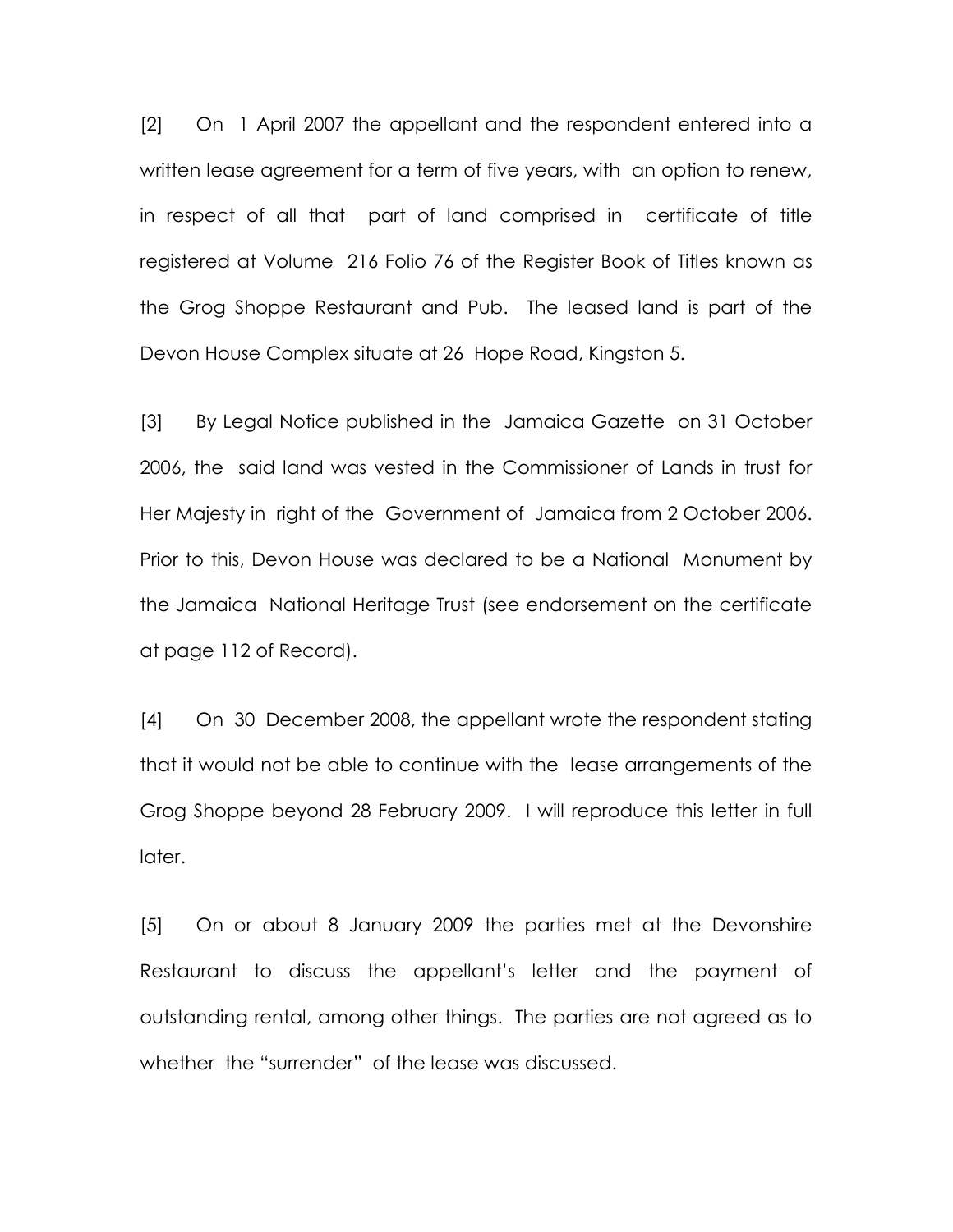[2] On 1 April 2007 the appellant and the respondent entered into a written lease agreement for a term of five years, with an option to renew, in respect of all that part of land comprised in certificate of title registered at Volume 216 Folio 76 of the Register Book of Titles known as the Grog Shoppe Restaurant and Pub. The leased land is part of the Devon House Complex situate at 26 Hope Road, Kingston 5.

[3] By Legal Notice published in the Jamaica Gazette on 31 October 2006, the said land was vested in the Commissioner of Lands in trust for Her Majesty in right of the Government of Jamaica from 2 October 2006. Prior to this, Devon House was declared to be a National Monument by the Jamaica National Heritage Trust (see endorsement on the certificate at page 112 of Record).

[4] On 30 December 2008, the appellant wrote the respondent stating that it would not be able to continue with the lease arrangements of the Grog Shoppe beyond 28 February 2009. I will reproduce this letter in full later.

[5] On or about 8 January 2009 the parties met at the Devonshire Restaurant to discuss the appellant's letter and the payment of outstanding rental, among other things. The parties are not agreed as to whether the "surrender" of the lease was discussed.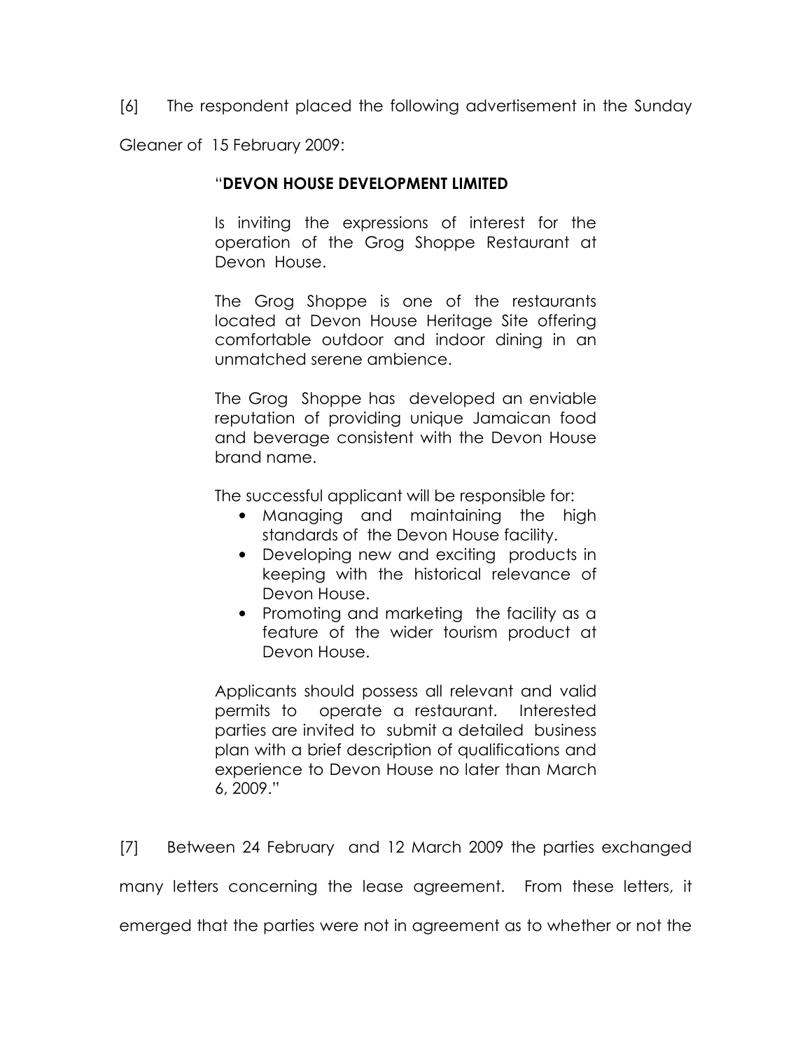[6] The respondent placed the following advertisement in the Sunday Gleaner of 15 February 2009:

> "**DEVON HOUSE DEVELOPMENT LIMITED**
>
> Is inviting the expressions of interest for the operation of the Grog Shoppe Restaurant at Devon House.
>
> The Grog Shoppe is one of the restaurants located at Devon House Heritage Site offering comfortable outdoor and indoor dining in an unmatched serene ambience.
>
> The Grog Shoppe has developed an enviable reputation of providing unique Jamaican food and beverage consistent with the Devon House brand name.
>
> The successful applicant will be responsible for:
>
> - Managing and maintaining the high standards of the Devon House facility.
> - Developing new and exciting products in keeping with the historical relevance of Devon House.
> - Promoting and marketing the facility as a feature of the wider tourism product at Devon House.
>
> Applicants should possess all relevant and valid permits to operate a restaurant. Interested parties are invited to submit a detailed business plan with a brief description of qualifications and experience to Devon House no later than March 6, 2009."

[7] Between 24 February and 12 March 2009 the parties exchanged many letters concerning the lease agreement. From these letters, it emerged that the parties were not in agreement as to whether or not the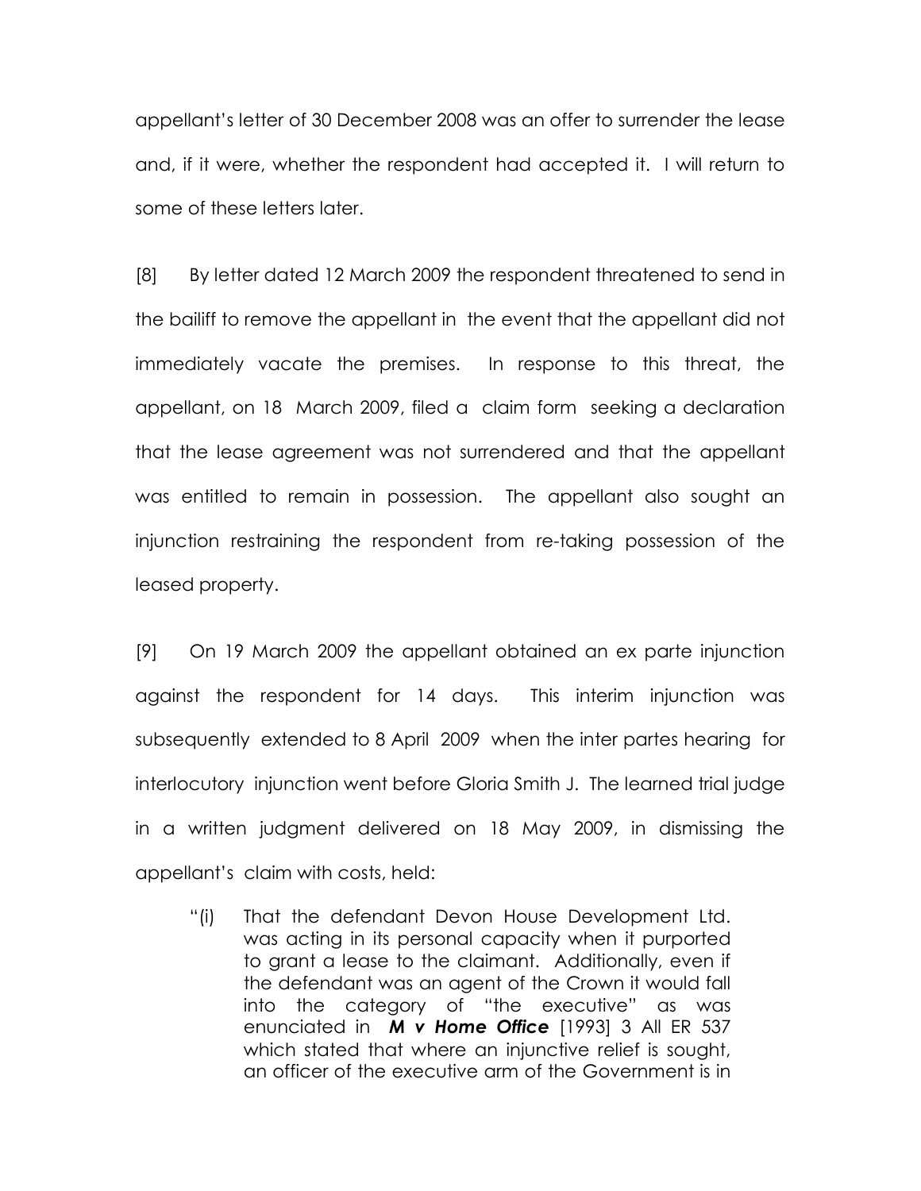appellant's letter of 30 December 2008 was an offer to surrender the lease and, if it were, whether the respondent had accepted it. I will return to some of these letters later.

[8] By letter dated 12 March 2009 the respondent threatened to send in the bailiff to remove the appellant in the event that the appellant did not immediately vacate the premises. In response to this threat, the appellant, on 18 March 2009, filed a claim form seeking a declaration that the lease agreement was not surrendered and that the appellant was entitled to remain in possession. The appellant also sought an injunction restraining the respondent from re-taking possession of the leased property.

[9] On 19 March 2009 the appellant obtained an ex parte injunction against the respondent for 14 days. This interim injunction was subsequently extended to 8 April 2009 when the inter partes hearing for interlocutory injunction went before Gloria Smith J. The learned trial judge in a written judgment delivered on 18 May 2009, in dismissing the appellant's claim with costs, held:

> "(i) That the defendant Devon House Development Ltd. was acting in its personal capacity when it purported to grant a lease to the claimant. Additionally, even if the defendant was an agent of the Crown it would fall into the category of "the executive" as was enunciated in ***M v Home Office*** [1993] 3 All ER 537 which stated that where an injunctive relief is sought, an officer of the executive arm of the Government is in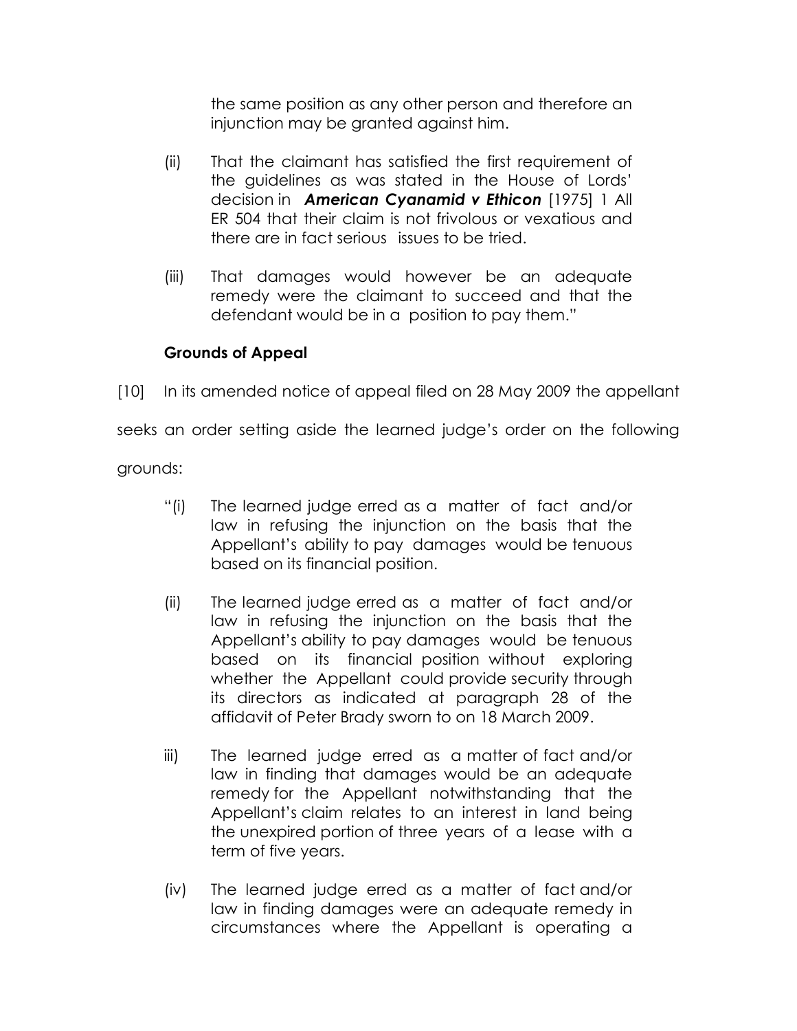the same position as any other person and therefore an injunction may be granted against him.

(ii) That the claimant has satisfied the first requirement of the guidelines as was stated in the House of Lords' decision in ***American Cyanamid v Ethicon*** [1975] 1 All ER 504 that their claim is not frivolous or vexatious and there are in fact serious issues to be tried.

(iii) That damages would however be an adequate remedy were the claimant to succeed and that the defendant would be in a position to pay them."

**Grounds of Appeal**

[10] In its amended notice of appeal filed on 28 May 2009 the appellant seeks an order setting aside the learned judge's order on the following grounds:

"(i) The learned judge erred as a matter of fact and/or law in refusing the injunction on the basis that the Appellant's ability to pay damages would be tenuous based on its financial position.

(ii) The learned judge erred as a matter of fact and/or law in refusing the injunction on the basis that the Appellant's ability to pay damages would be tenuous based on its financial position without exploring whether the Appellant could provide security through its directors as indicated at paragraph 28 of the affidavit of Peter Brady sworn to on 18 March 2009.

iii) The learned judge erred as a matter of fact and/or law in finding that damages would be an adequate remedy for the Appellant notwithstanding that the Appellant's claim relates to an interest in land being the unexpired portion of three years of a lease with a term of five years.

(iv) The learned judge erred as a matter of fact and/or law in finding damages were an adequate remedy in circumstances where the Appellant is operating a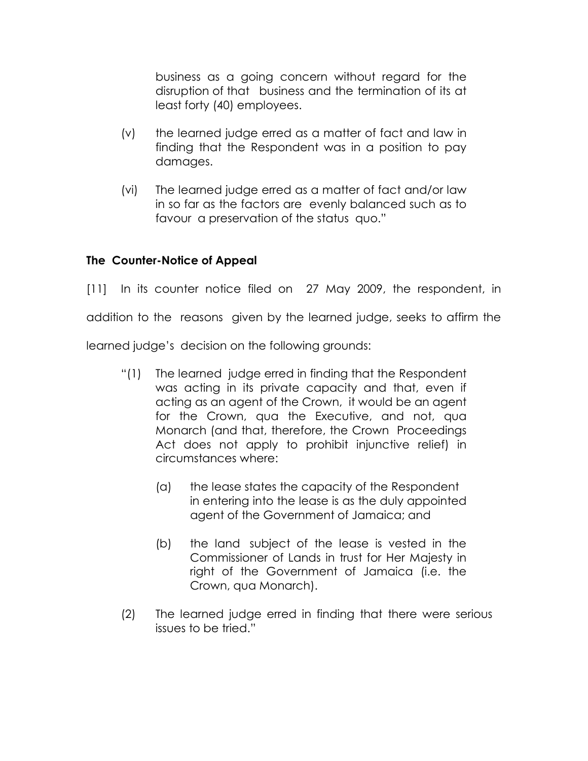business as a going concern without regard for the disruption of that business and the termination of its at least forty (40) employees.

(v) the learned judge erred as a matter of fact and law in finding that the Respondent was in a position to pay damages.

(vi) The learned judge erred as a matter of fact and/or law in so far as the factors are evenly balanced such as to favour a preservation of the status quo."

**The Counter-Notice of Appeal**

[11] In its counter notice filed on 27 May 2009, the respondent, in addition to the reasons given by the learned judge, seeks to affirm the learned judge's decision on the following grounds:

"(1) The learned judge erred in finding that the Respondent was acting in its private capacity and that, even if acting as an agent of the Crown, it would be an agent for the Crown, qua the Executive, and not, qua Monarch (and that, therefore, the Crown Proceedings Act does not apply to prohibit injunctive relief) in circumstances where:

(a) the lease states the capacity of the Respondent in entering into the lease is as the duly appointed agent of the Government of Jamaica; and

(b) the land subject of the lease is vested in the Commissioner of Lands in trust for Her Majesty in right of the Government of Jamaica (i.e. the Crown, qua Monarch).

(2) The learned judge erred in finding that there were serious issues to be tried."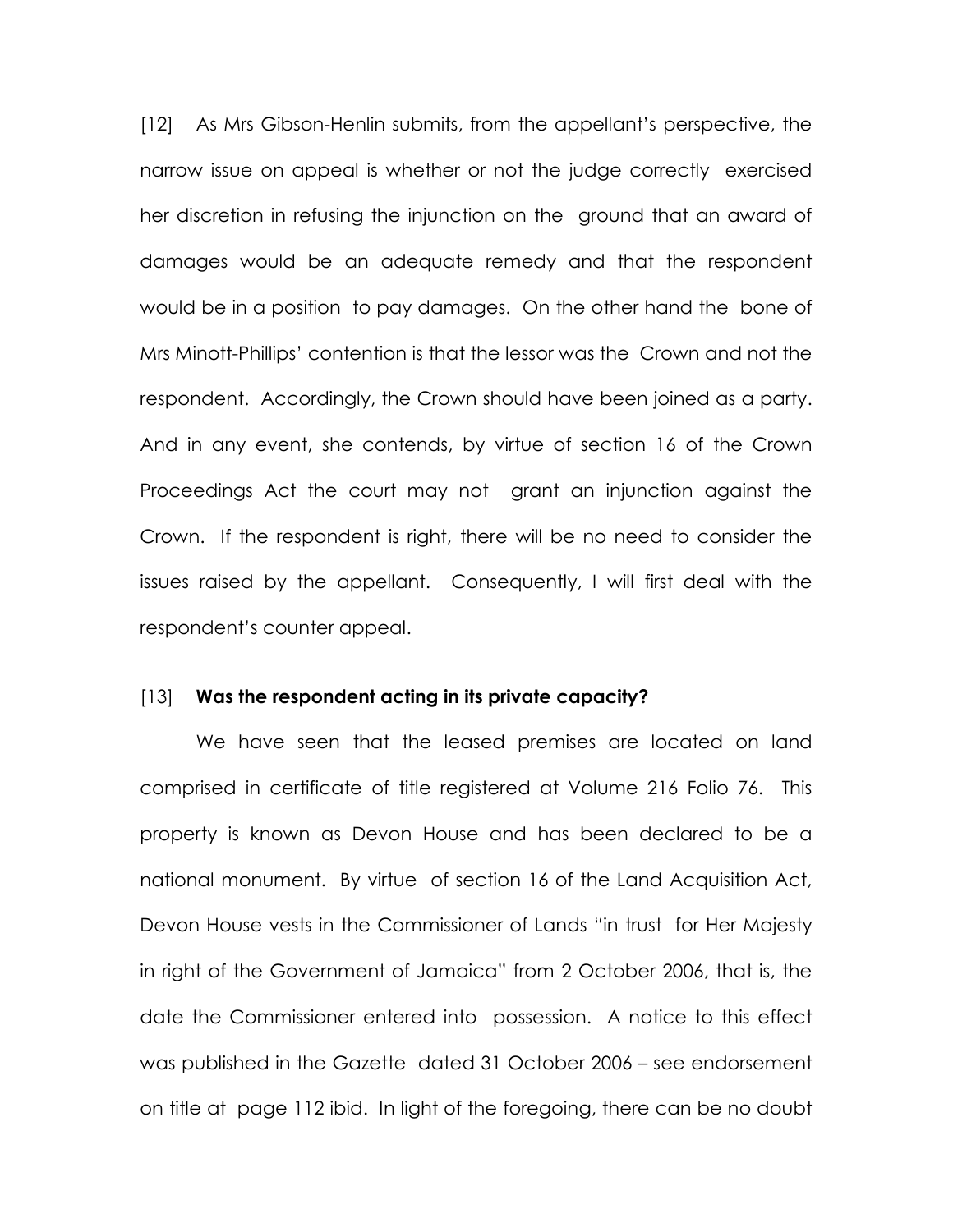[12] As Mrs Gibson-Henlin submits, from the appellant's perspective, the narrow issue on appeal is whether or not the judge correctly exercised her discretion in refusing the injunction on the ground that an award of damages would be an adequate remedy and that the respondent would be in a position to pay damages. On the other hand the bone of Mrs Minott-Phillips' contention is that the lessor was the Crown and not the respondent. Accordingly, the Crown should have been joined as a party. And in any event, she contends, by virtue of section 16 of the Crown Proceedings Act the court may not grant an injunction against the Crown. If the respondent is right, there will be no need to consider the issues raised by the appellant. Consequently, I will first deal with the respondent's counter appeal.

[13] **Was the respondent acting in its private capacity?**

We have seen that the leased premises are located on land comprised in certificate of title registered at Volume 216 Folio 76. This property is known as Devon House and has been declared to be a national monument. By virtue of section 16 of the Land Acquisition Act, Devon House vests in the Commissioner of Lands "in trust for Her Majesty in right of the Government of Jamaica" from 2 October 2006, that is, the date the Commissioner entered into possession. A notice to this effect was published in the Gazette dated 31 October 2006 – see endorsement on title at page 112 ibid. In light of the foregoing, there can be no doubt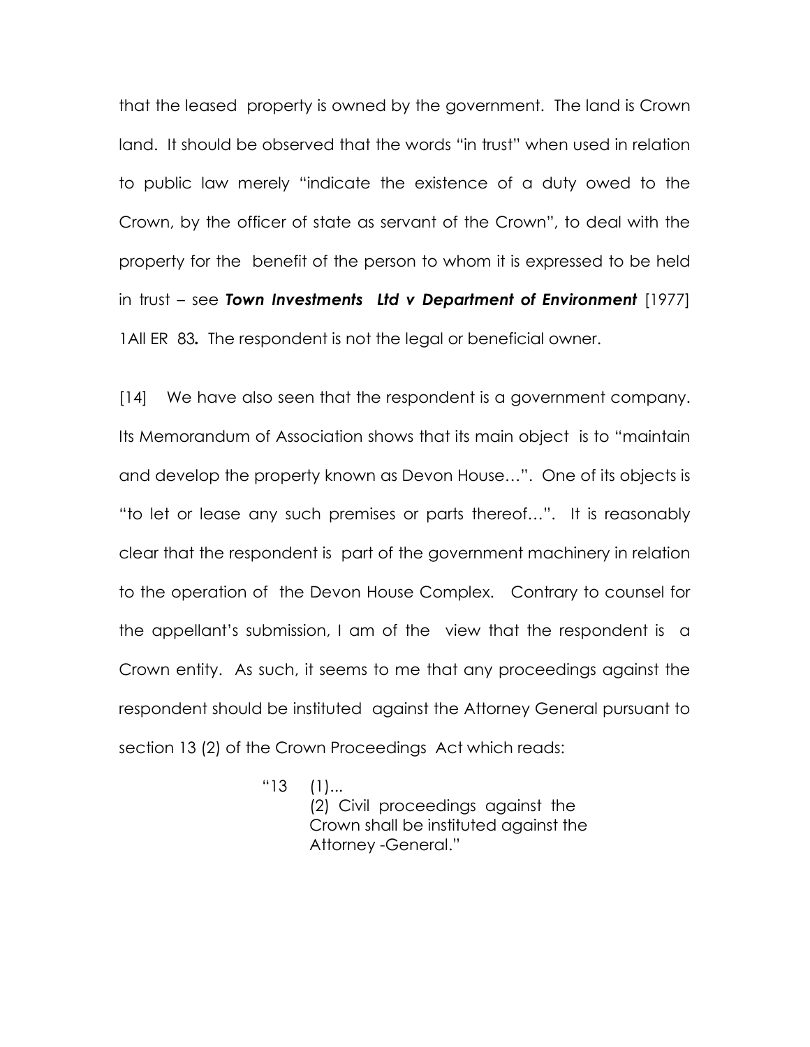that the leased property is owned by the government. The land is Crown land. It should be observed that the words "in trust" when used in relation to public law merely "indicate the existence of a duty owed to the Crown, by the officer of state as servant of the Crown", to deal with the property for the benefit of the person to whom it is expressed to be held in trust – see ***Town Investments Ltd v Department of Environment*** [1977] 1All ER 83**.** The respondent is not the legal or beneficial owner.

[14] We have also seen that the respondent is a government company. Its Memorandum of Association shows that its main object is to "maintain and develop the property known as Devon House…". One of its objects is "to let or lease any such premises or parts thereof…". It is reasonably clear that the respondent is part of the government machinery in relation to the operation of the Devon House Complex. Contrary to counsel for the appellant's submission, I am of the view that the respondent is a Crown entity. As such, it seems to me that any proceedings against the respondent should be instituted against the Attorney General pursuant to section 13 (2) of the Crown Proceedings Act which reads:

> "13 (1)...
> (2) Civil proceedings against the Crown shall be instituted against the Attorney -General."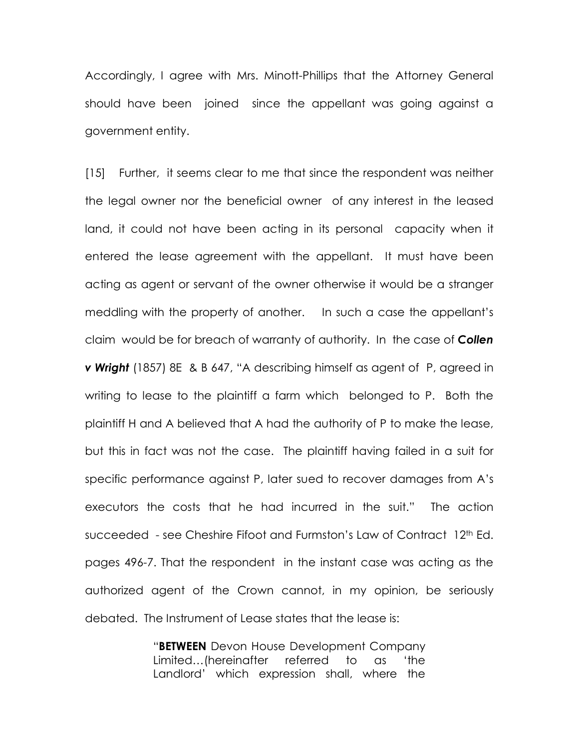Accordingly, I agree with Mrs. Minott-Phillips that the Attorney General should have been joined since the appellant was going against a government entity.

[15] Further, it seems clear to me that since the respondent was neither the legal owner nor the beneficial owner of any interest in the leased land, it could not have been acting in its personal capacity when it entered the lease agreement with the appellant. It must have been acting as agent or servant of the owner otherwise it would be a stranger meddling with the property of another. In such a case the appellant's claim would be for breach of warranty of authority. In the case of ***Collen v Wright*** (1857) 8E & B 647, "A describing himself as agent of P, agreed in writing to lease to the plaintiff a farm which belonged to P. Both the plaintiff H and A believed that A had the authority of P to make the lease, but this in fact was not the case. The plaintiff having failed in a suit for specific performance against P, later sued to recover damages from A's executors the costs that he had incurred in the suit." The action succeeded - see Cheshire Fifoot and Furmston's Law of Contract 12th Ed. pages 496-7. That the respondent in the instant case was acting as the authorized agent of the Crown cannot, in my opinion, be seriously debated. The Instrument of Lease states that the lease is:

> "**BETWEEN** Devon House Development Company Limited…(hereinafter referred to as 'the Landlord' which expression shall, where the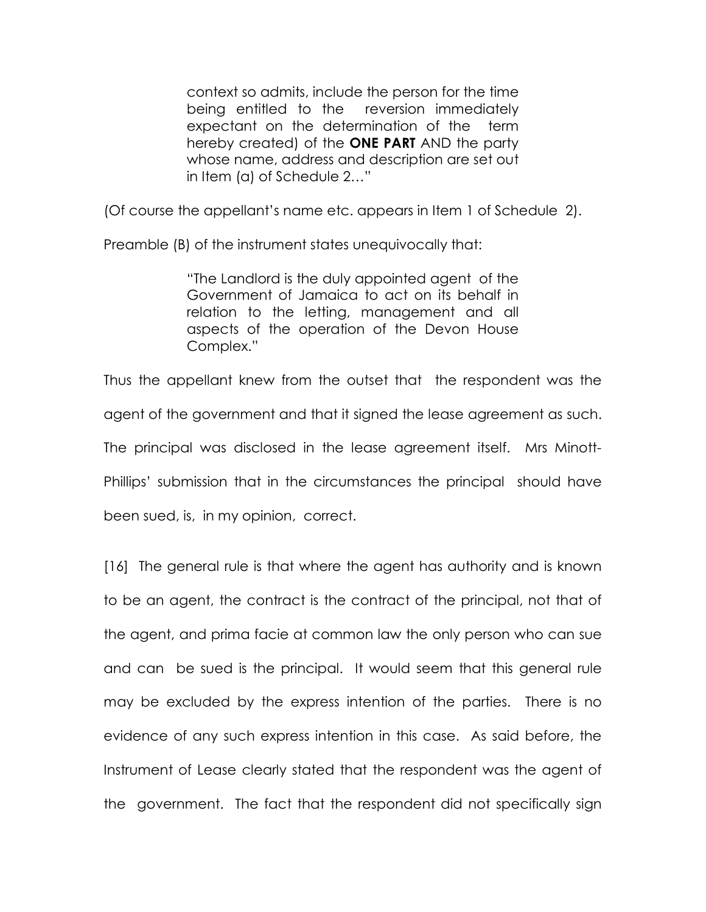> context so admits, include the person for the time being entitled to the reversion immediately expectant on the determination of the term hereby created) of the **ONE PART** AND the party whose name, address and description are set out in Item (a) of Schedule 2…"

(Of course the appellant's name etc. appears in Item 1 of Schedule 2).

Preamble (B) of the instrument states unequivocally that:

> "The Landlord is the duly appointed agent of the Government of Jamaica to act on its behalf in relation to the letting, management and all aspects of the operation of the Devon House Complex."

Thus the appellant knew from the outset that the respondent was the agent of the government and that it signed the lease agreement as such. The principal was disclosed in the lease agreement itself. Mrs Minott-Phillips' submission that in the circumstances the principal should have been sued, is, in my opinion, correct.

[16] The general rule is that where the agent has authority and is known to be an agent, the contract is the contract of the principal, not that of the agent, and prima facie at common law the only person who can sue and can be sued is the principal. It would seem that this general rule may be excluded by the express intention of the parties. There is no evidence of any such express intention in this case. As said before, the Instrument of Lease clearly stated that the respondent was the agent of the government. The fact that the respondent did not specifically sign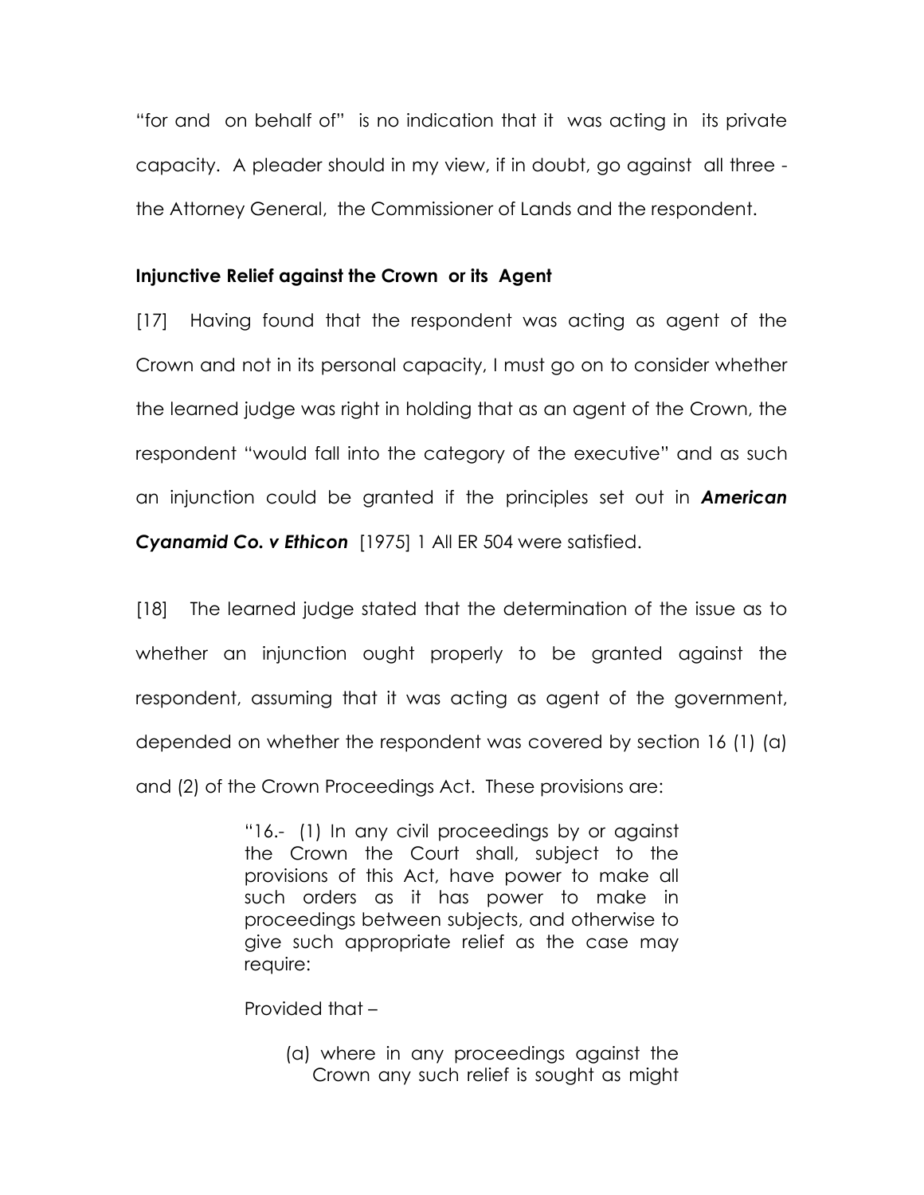"for and on behalf of" is no indication that it was acting in its private capacity. A pleader should in my view, if in doubt, go against all three - the Attorney General, the Commissioner of Lands and the respondent.

**Injunctive Relief against the Crown or its Agent**

[17] Having found that the respondent was acting as agent of the Crown and not in its personal capacity, I must go on to consider whether the learned judge was right in holding that as an agent of the Crown, the respondent "would fall into the category of the executive" and as such an injunction could be granted if the principles set out in ***American Cyanamid Co. v Ethicon*** [1975] 1 All ER 504 were satisfied.

[18] The learned judge stated that the determination of the issue as to whether an injunction ought properly to be granted against the respondent, assuming that it was acting as agent of the government, depended on whether the respondent was covered by section 16 (1) (a) and (2) of the Crown Proceedings Act. These provisions are:

> "16.- (1) In any civil proceedings by or against the Crown the Court shall, subject to the provisions of this Act, have power to make all such orders as it has power to make in proceedings between subjects, and otherwise to give such appropriate relief as the case may require:
>
> Provided that –
>
> (a) where in any proceedings against the Crown any such relief is sought as might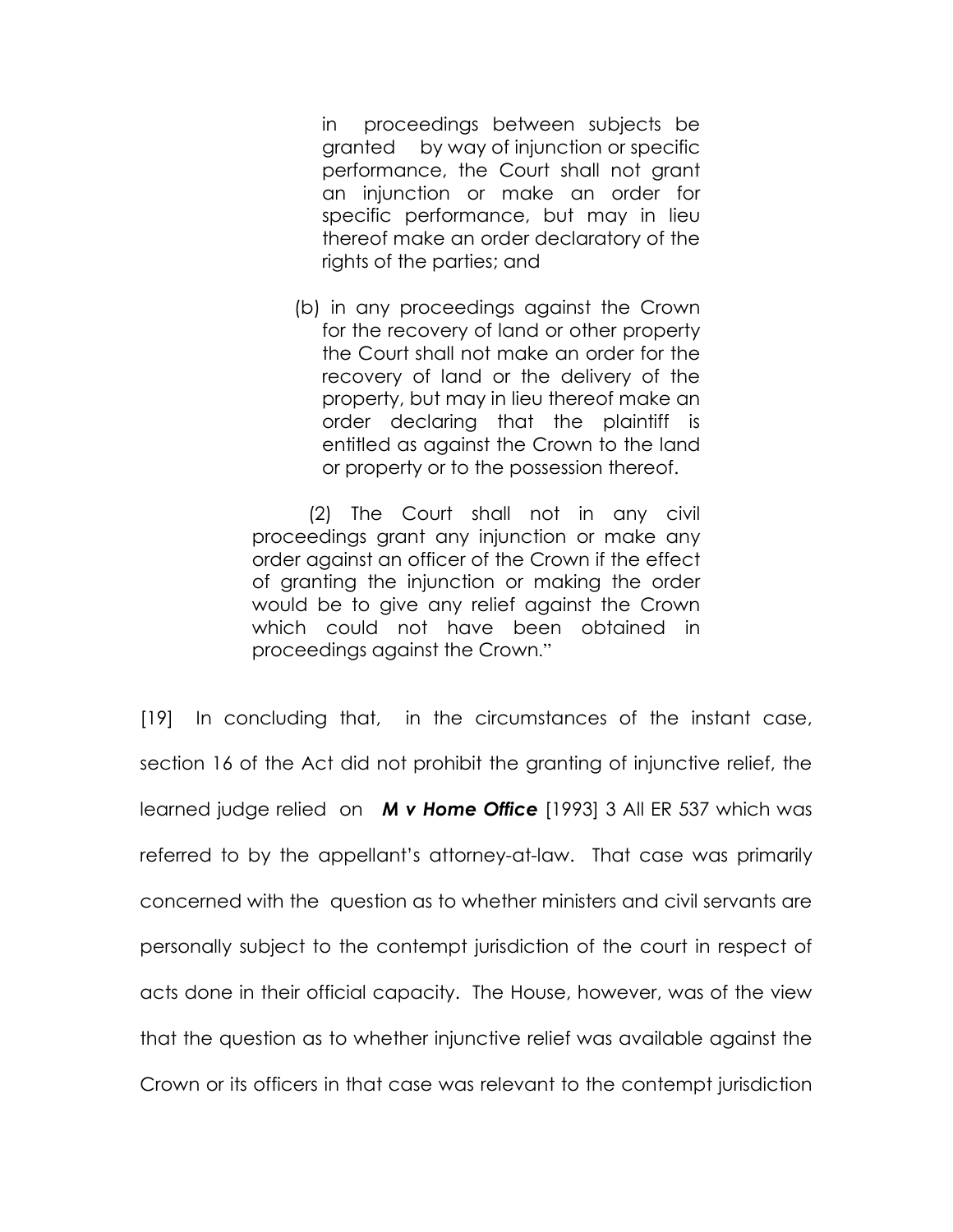> in proceedings between subjects be granted by way of injunction or specific performance, the Court shall not grant an injunction or make an order for specific performance, but may in lieu thereof make an order declaratory of the rights of the parties; and
>
> (b) in any proceedings against the Crown for the recovery of land or other property the Court shall not make an order for the recovery of land or the delivery of the property, but may in lieu thereof make an order declaring that the plaintiff is entitled as against the Crown to the land or property or to the possession thereof.
>
> (2) The Court shall not in any civil proceedings grant any injunction or make any order against an officer of the Crown if the effect of granting the injunction or making the order would be to give any relief against the Crown which could not have been obtained in proceedings against the Crown."

[19] In concluding that, in the circumstances of the instant case, section 16 of the Act did not prohibit the granting of injunctive relief, the learned judge relied on ***M v Home Office*** [1993] 3 All ER 537 which was referred to by the appellant's attorney-at-law. That case was primarily concerned with the question as to whether ministers and civil servants are personally subject to the contempt jurisdiction of the court in respect of acts done in their official capacity. The House, however, was of the view that the question as to whether injunctive relief was available against the Crown or its officers in that case was relevant to the contempt jurisdiction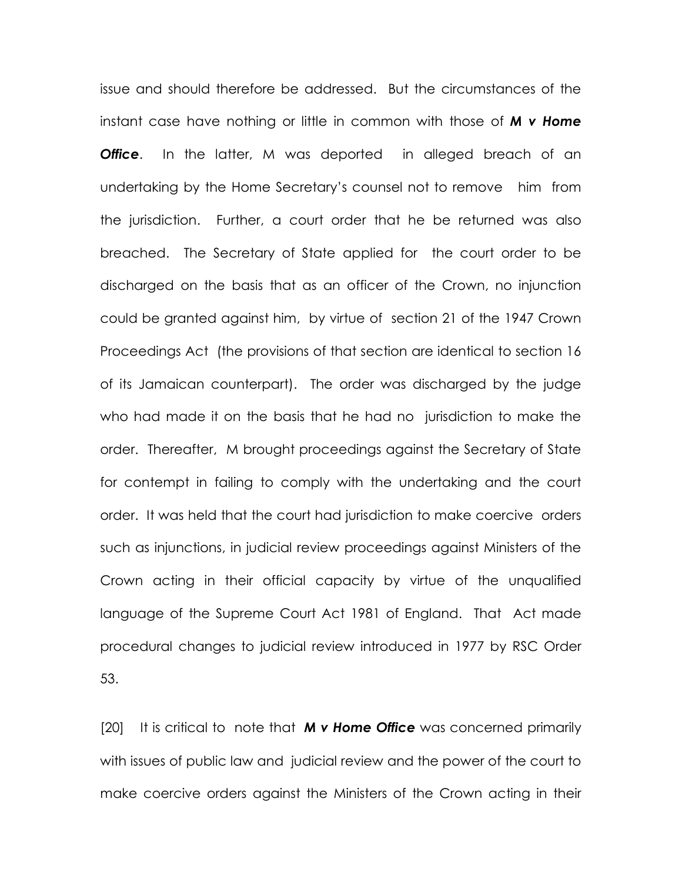issue and should therefore be addressed. But the circumstances of the instant case have nothing or little in common with those of ***M v Home Office***. In the latter, M was deported in alleged breach of an undertaking by the Home Secretary's counsel not to remove him from the jurisdiction. Further, a court order that he be returned was also breached. The Secretary of State applied for the court order to be discharged on the basis that as an officer of the Crown, no injunction could be granted against him, by virtue of section 21 of the 1947 Crown Proceedings Act (the provisions of that section are identical to section 16 of its Jamaican counterpart). The order was discharged by the judge who had made it on the basis that he had no jurisdiction to make the order. Thereafter, M brought proceedings against the Secretary of State for contempt in failing to comply with the undertaking and the court order. It was held that the court had jurisdiction to make coercive orders such as injunctions, in judicial review proceedings against Ministers of the Crown acting in their official capacity by virtue of the unqualified language of the Supreme Court Act 1981 of England. That Act made procedural changes to judicial review introduced in 1977 by RSC Order 53.

[20] It is critical to note that ***M v Home Office*** was concerned primarily with issues of public law and judicial review and the power of the court to make coercive orders against the Ministers of the Crown acting in their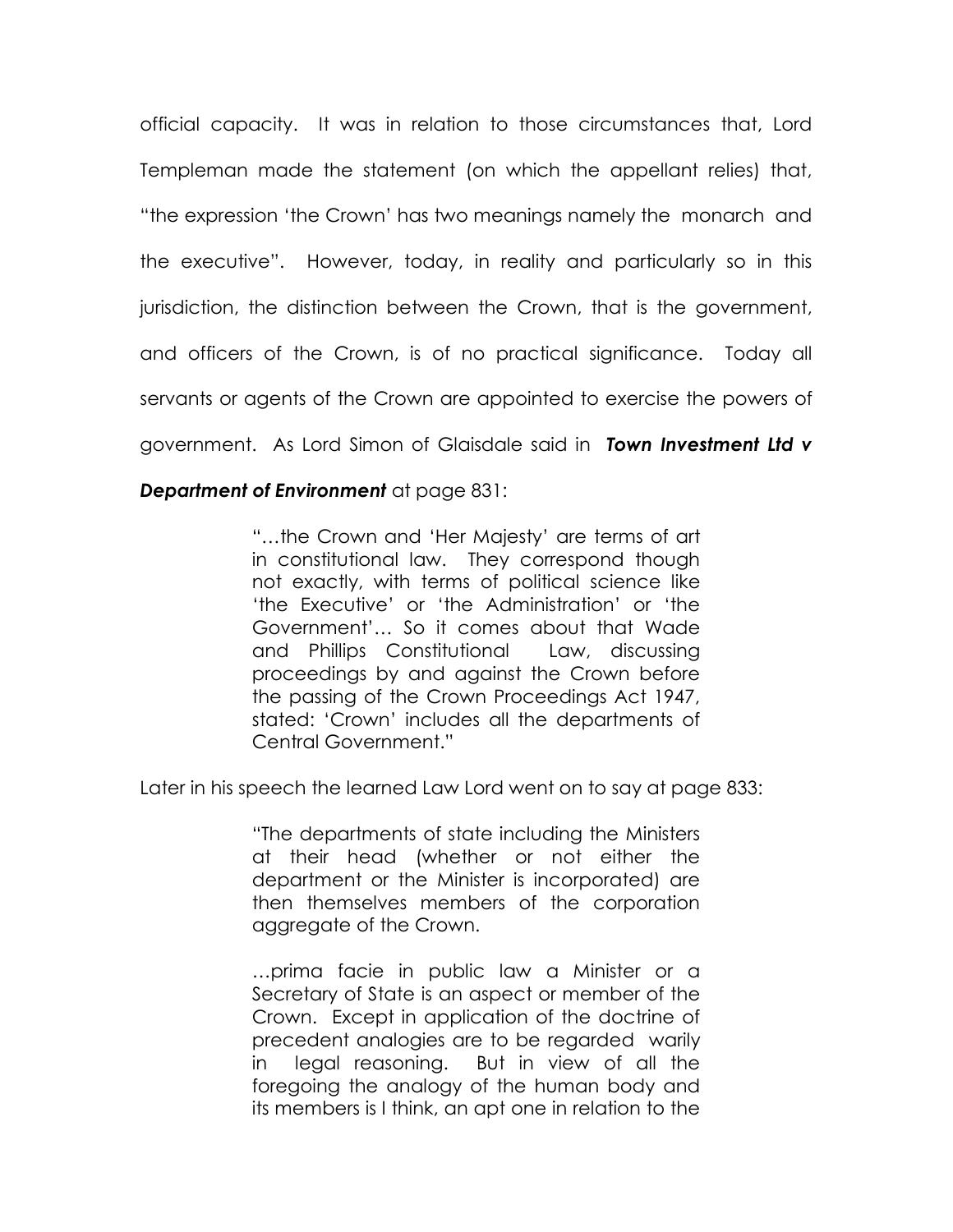official capacity. It was in relation to those circumstances that, Lord Templeman made the statement (on which the appellant relies) that, "the expression 'the Crown' has two meanings namely the monarch and the executive". However, today, in reality and particularly so in this jurisdiction, the distinction between the Crown, that is the government, and officers of the Crown, is of no practical significance. Today all servants or agents of the Crown are appointed to exercise the powers of government. As Lord Simon of Glaisdale said in ***Town Investment Ltd v Department of Environment*** at page 831:

> "…the Crown and 'Her Majesty' are terms of art in constitutional law. They correspond though not exactly, with terms of political science like 'the Executive' or 'the Administration' or 'the Government'… So it comes about that Wade and Phillips Constitutional Law, discussing proceedings by and against the Crown before the passing of the Crown Proceedings Act 1947, stated: 'Crown' includes all the departments of Central Government."

Later in his speech the learned Law Lord went on to say at page 833:

> "The departments of state including the Ministers at their head (whether or not either the department or the Minister is incorporated) are then themselves members of the corporation aggregate of the Crown.
>
> …prima facie in public law a Minister or a Secretary of State is an aspect or member of the Crown. Except in application of the doctrine of precedent analogies are to be regarded warily in legal reasoning. But in view of all the foregoing the analogy of the human body and its members is I think, an apt one in relation to the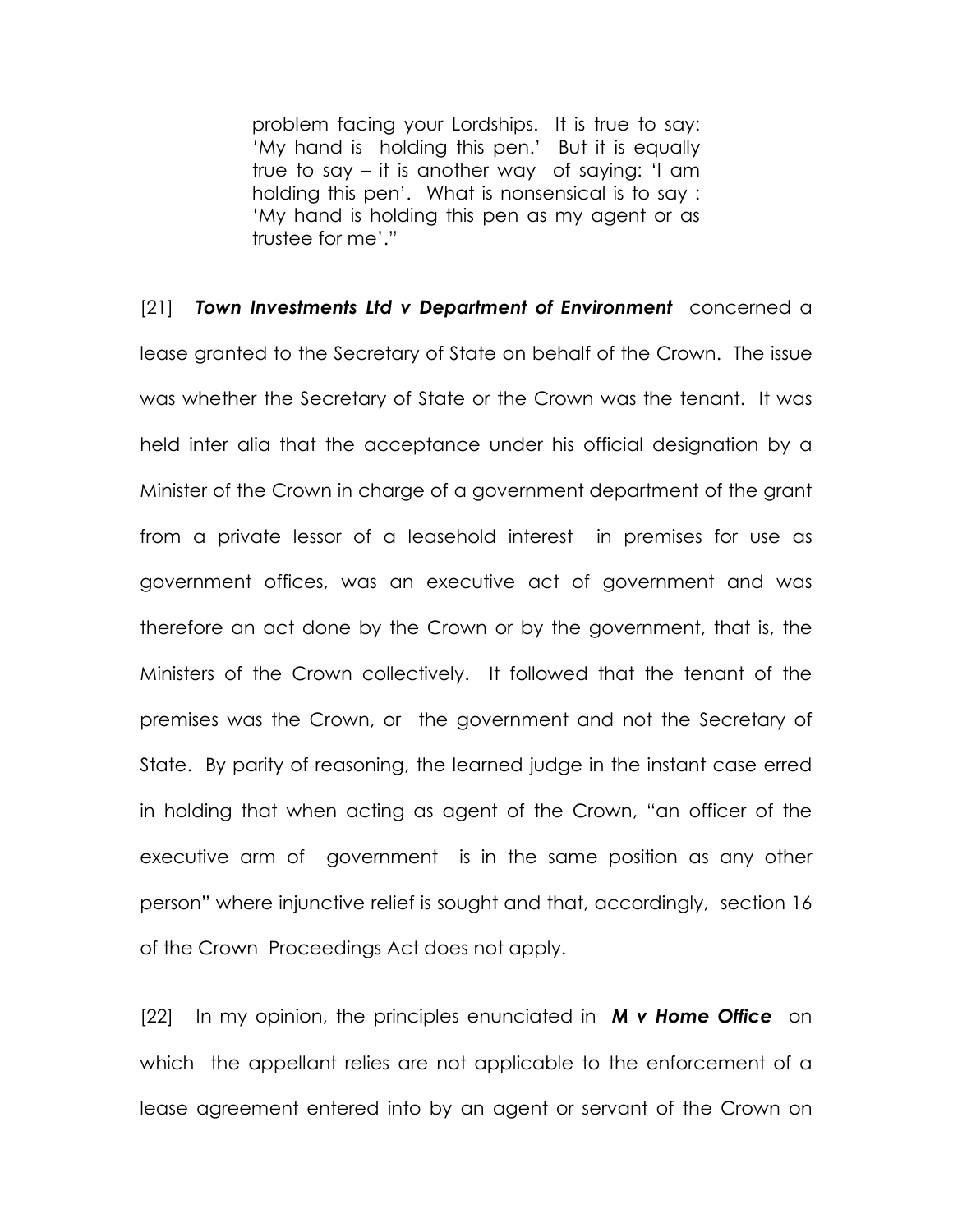> problem facing your Lordships. It is true to say: 'My hand is holding this pen.' But it is equally true to say – it is another way of saying: 'I am holding this pen'. What is nonsensical is to say : 'My hand is holding this pen as my agent or as trustee for me'."

[21] ***Town Investments Ltd v Department of Environment*** concerned a lease granted to the Secretary of State on behalf of the Crown. The issue was whether the Secretary of State or the Crown was the tenant. It was held inter alia that the acceptance under his official designation by a Minister of the Crown in charge of a government department of the grant from a private lessor of a leasehold interest in premises for use as government offices, was an executive act of government and was therefore an act done by the Crown or by the government, that is, the Ministers of the Crown collectively. It followed that the tenant of the premises was the Crown, or the government and not the Secretary of State. By parity of reasoning, the learned judge in the instant case erred in holding that when acting as agent of the Crown, "an officer of the executive arm of government is in the same position as any other person" where injunctive relief is sought and that, accordingly, section 16 of the Crown Proceedings Act does not apply.

[22] In my opinion, the principles enunciated in ***M v Home Office*** on which the appellant relies are not applicable to the enforcement of a lease agreement entered into by an agent or servant of the Crown on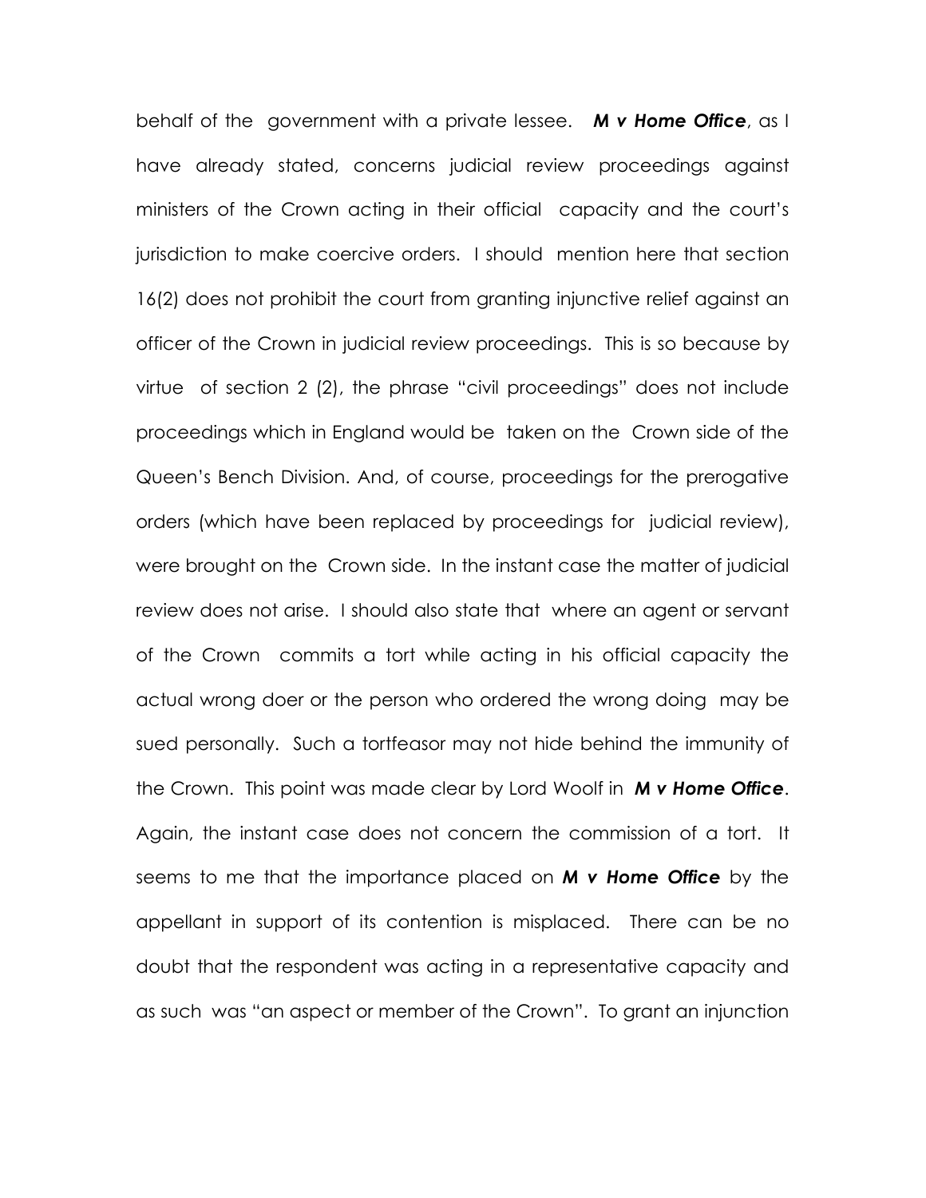behalf of the government with a private lessee. ***M v Home Office***, as I have already stated, concerns judicial review proceedings against ministers of the Crown acting in their official capacity and the court's jurisdiction to make coercive orders. I should mention here that section 16(2) does not prohibit the court from granting injunctive relief against an officer of the Crown in judicial review proceedings. This is so because by virtue of section 2 (2), the phrase "civil proceedings" does not include proceedings which in England would be taken on the Crown side of the Queen's Bench Division. And, of course, proceedings for the prerogative orders (which have been replaced by proceedings for judicial review), were brought on the Crown side. In the instant case the matter of judicial review does not arise. I should also state that where an agent or servant of the Crown commits a tort while acting in his official capacity the actual wrong doer or the person who ordered the wrong doing may be sued personally. Such a tortfeasor may not hide behind the immunity of the Crown. This point was made clear by Lord Woolf in ***M v Home Office***. Again, the instant case does not concern the commission of a tort. It seems to me that the importance placed on ***M v Home Office*** by the appellant in support of its contention is misplaced. There can be no doubt that the respondent was acting in a representative capacity and as such was "an aspect or member of the Crown". To grant an injunction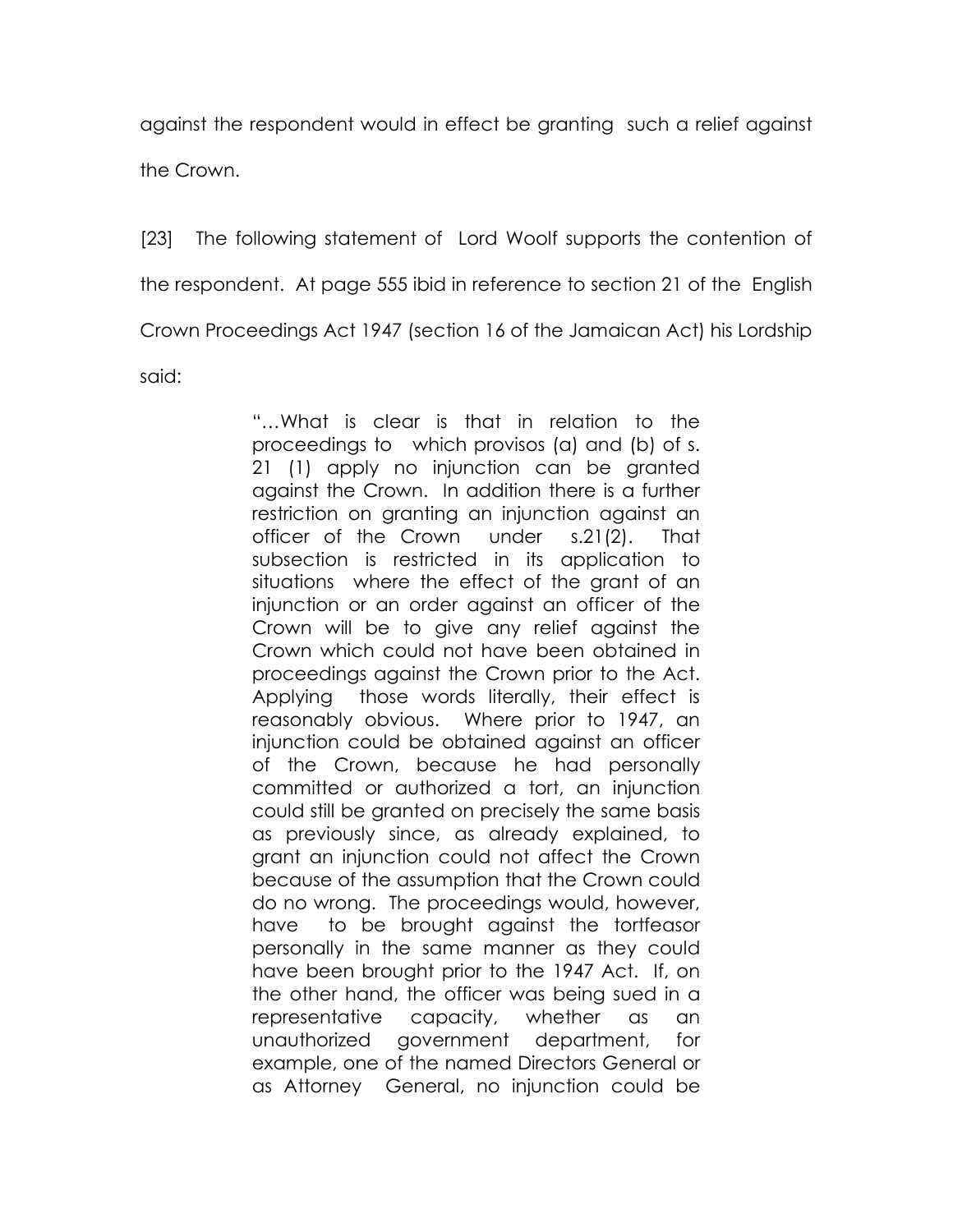against the respondent would in effect be granting such a relief against the Crown.

[23] The following statement of Lord Woolf supports the contention of the respondent. At page 555 ibid in reference to section 21 of the English Crown Proceedings Act 1947 (section 16 of the Jamaican Act) his Lordship said:

> "…What is clear is that in relation to the proceedings to which provisos (a) and (b) of s. 21 (1) apply no injunction can be granted against the Crown. In addition there is a further restriction on granting an injunction against an officer of the Crown under s.21(2). That subsection is restricted in its application to situations where the effect of the grant of an injunction or an order against an officer of the Crown will be to give any relief against the Crown which could not have been obtained in proceedings against the Crown prior to the Act. Applying those words literally, their effect is reasonably obvious. Where prior to 1947, an injunction could be obtained against an officer of the Crown, because he had personally committed or authorized a tort, an injunction could still be granted on precisely the same basis as previously since, as already explained, to grant an injunction could not affect the Crown because of the assumption that the Crown could do no wrong. The proceedings would, however, have to be brought against the tortfeasor personally in the same manner as they could have been brought prior to the 1947 Act. If, on the other hand, the officer was being sued in a representative capacity, whether as an unauthorized government department, for example, one of the named Directors General or as Attorney General, no injunction could be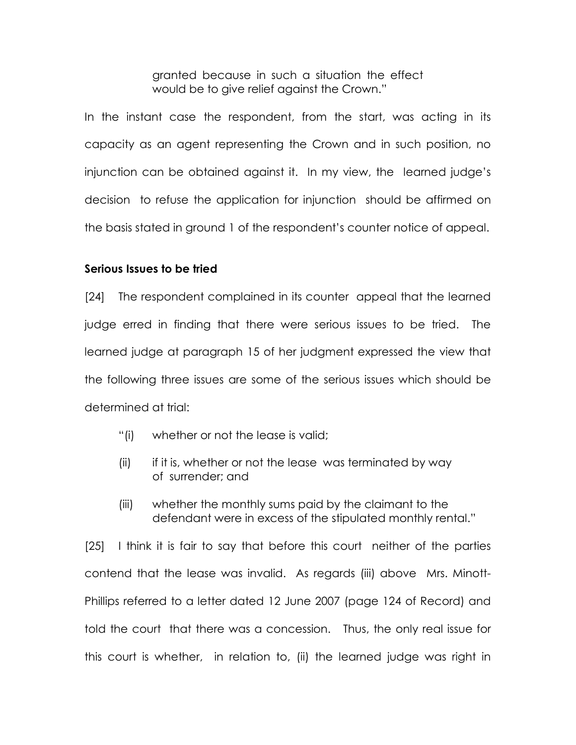granted because in such a situation the effect would be to give relief against the Crown."

In the instant case the respondent, from the start, was acting in its capacity as an agent representing the Crown and in such position, no injunction can be obtained against it. In my view, the learned judge's decision to refuse the application for injunction should be affirmed on the basis stated in ground 1 of the respondent's counter notice of appeal.

**Serious Issues to be tried**

[24] The respondent complained in its counter appeal that the learned judge erred in finding that there were serious issues to be tried. The learned judge at paragraph 15 of her judgment expressed the view that the following three issues are some of the serious issues which should be determined at trial:

"(i) whether or not the lease is valid;

(ii) if it is, whether or not the lease was terminated by way of surrender; and

(iii) whether the monthly sums paid by the claimant to the defendant were in excess of the stipulated monthly rental."

[25] I think it is fair to say that before this court neither of the parties contend that the lease was invalid. As regards (iii) above Mrs. Minott-Phillips referred to a letter dated 12 June 2007 (page 124 of Record) and told the court that there was a concession. Thus, the only real issue for this court is whether, in relation to, (ii) the learned judge was right in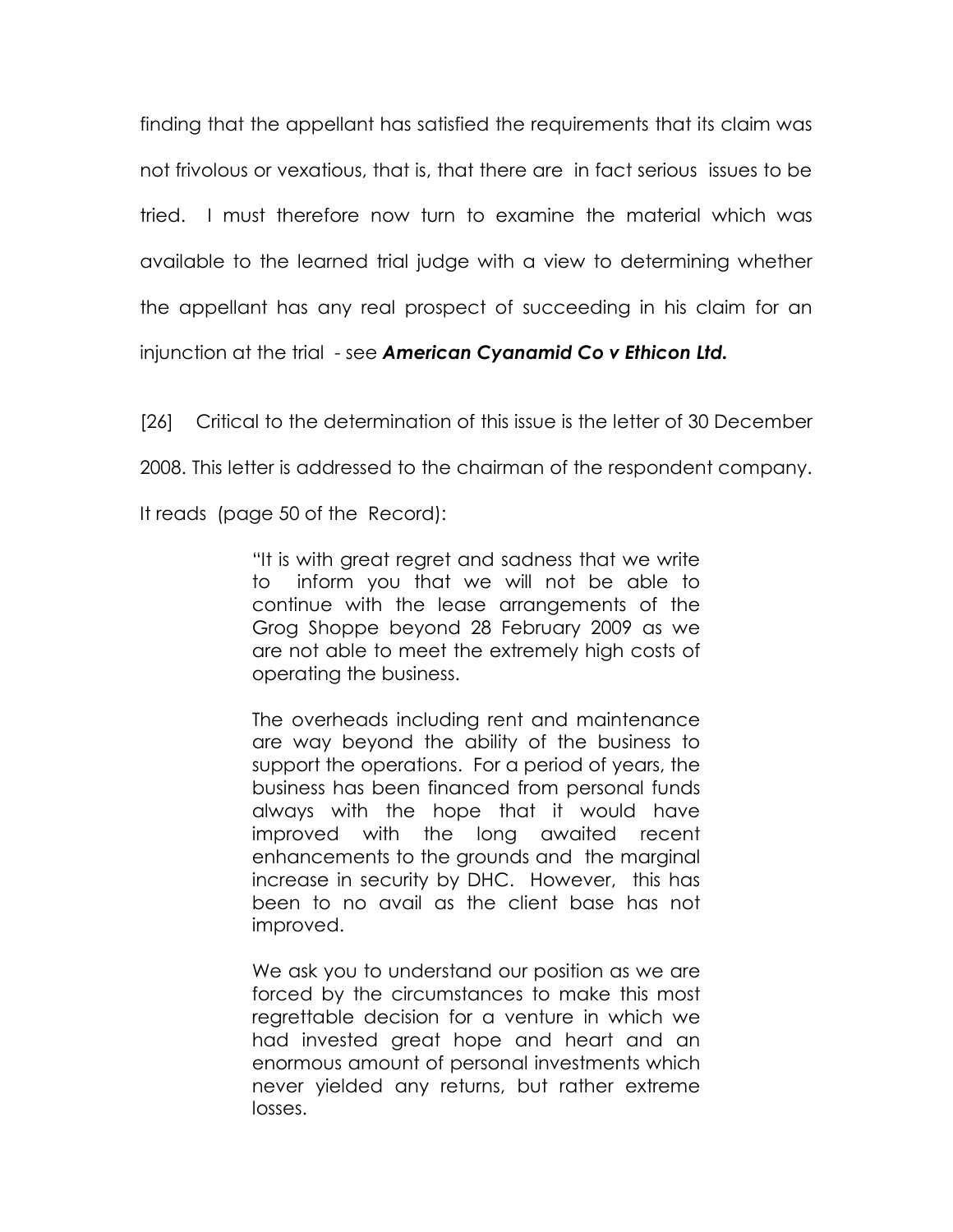finding that the appellant has satisfied the requirements that its claim was not frivolous or vexatious, that is, that there are in fact serious issues to be tried. I must therefore now turn to examine the material which was available to the learned trial judge with a view to determining whether the appellant has any real prospect of succeeding in his claim for an injunction at the trial - see ***American Cyanamid Co v Ethicon Ltd.***

[26] Critical to the determination of this issue is the letter of 30 December 2008. This letter is addressed to the chairman of the respondent company. It reads (page 50 of the Record):

> "It is with great regret and sadness that we write to inform you that we will not be able to continue with the lease arrangements of the Grog Shoppe beyond 28 February 2009 as we are not able to meet the extremely high costs of operating the business.
>
> The overheads including rent and maintenance are way beyond the ability of the business to support the operations. For a period of years, the business has been financed from personal funds always with the hope that it would have improved with the long awaited recent enhancements to the grounds and the marginal increase in security by DHC. However, this has been to no avail as the client base has not improved.
>
> We ask you to understand our position as we are forced by the circumstances to make this most regrettable decision for a venture in which we had invested great hope and heart and an enormous amount of personal investments which never yielded any returns, but rather extreme losses.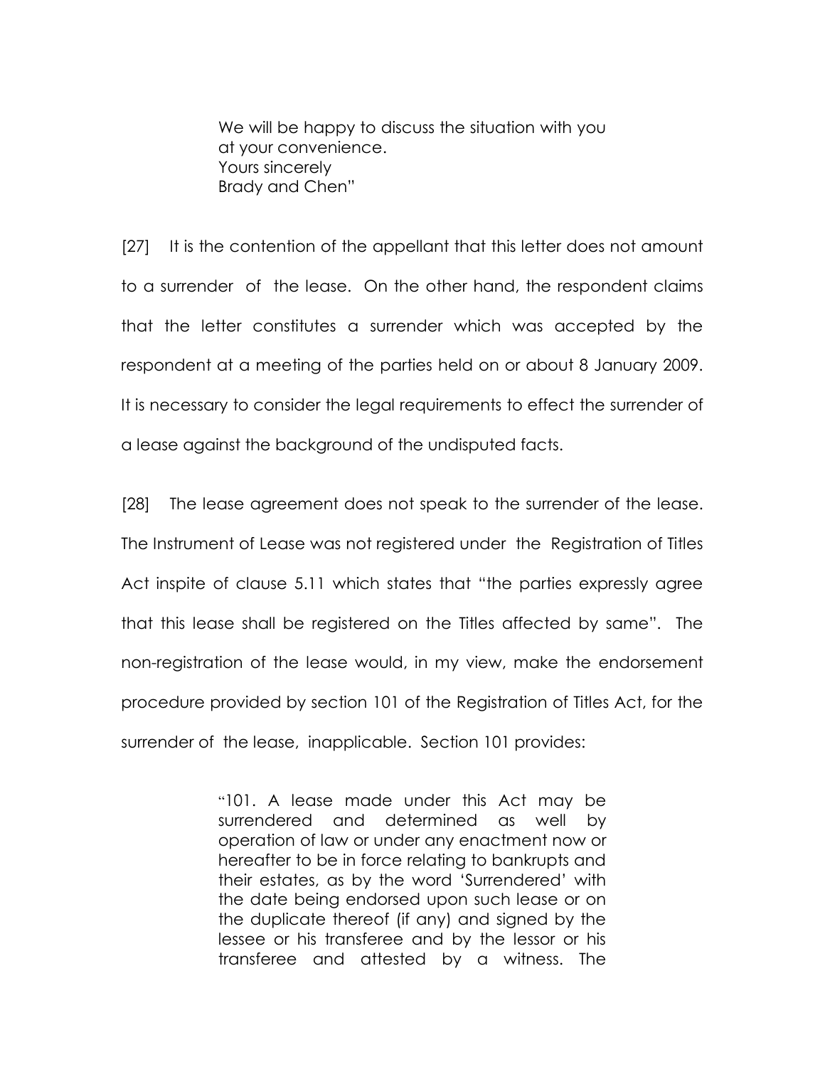> We will be happy to discuss the situation with you at your convenience.
> Yours sincerely
> Brady and Chen"

[27] It is the contention of the appellant that this letter does not amount to a surrender of the lease. On the other hand, the respondent claims that the letter constitutes a surrender which was accepted by the respondent at a meeting of the parties held on or about 8 January 2009. It is necessary to consider the legal requirements to effect the surrender of a lease against the background of the undisputed facts.

[28] The lease agreement does not speak to the surrender of the lease. The Instrument of Lease was not registered under the Registration of Titles Act inspite of clause 5.11 which states that "the parties expressly agree that this lease shall be registered on the Titles affected by same". The non-registration of the lease would, in my view, make the endorsement procedure provided by section 101 of the Registration of Titles Act, for the surrender of the lease, inapplicable. Section 101 provides:

> "101. A lease made under this Act may be surrendered and determined as well by operation of law or under any enactment now or hereafter to be in force relating to bankrupts and their estates, as by the word 'Surrendered' with the date being endorsed upon such lease or on the duplicate thereof (if any) and signed by the lessee or his transferee and by the lessor or his transferee and attested by a witness. The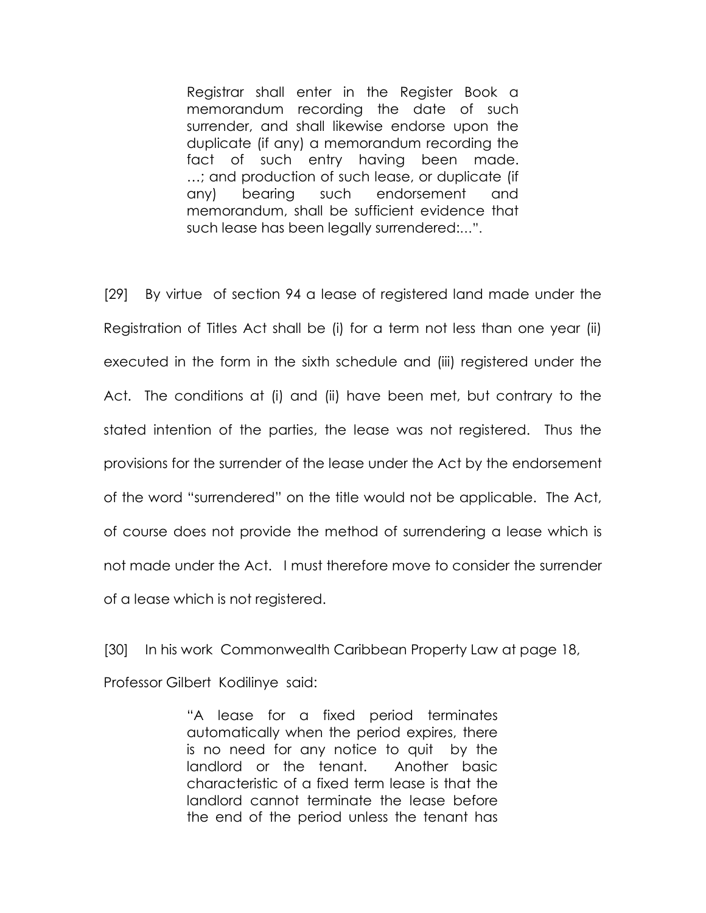> Registrar shall enter in the Register Book a memorandum recording the date of such surrender, and shall likewise endorse upon the duplicate (if any) a memorandum recording the fact of such entry having been made. …; and production of such lease, or duplicate (if any) bearing such endorsement and memorandum, shall be sufficient evidence that such lease has been legally surrendered:...".

[29] By virtue of section 94 a lease of registered land made under the Registration of Titles Act shall be (i) for a term not less than one year (ii) executed in the form in the sixth schedule and (iii) registered under the Act. The conditions at (i) and (ii) have been met, but contrary to the stated intention of the parties, the lease was not registered. Thus the provisions for the surrender of the lease under the Act by the endorsement of the word "surrendered" on the title would not be applicable. The Act, of course does not provide the method of surrendering a lease which is not made under the Act. I must therefore move to consider the surrender of a lease which is not registered.

[30] In his work Commonwealth Caribbean Property Law at page 18, Professor Gilbert Kodilinye said:

> "A lease for a fixed period terminates automatically when the period expires, there is no need for any notice to quit by the landlord or the tenant. Another basic characteristic of a fixed term lease is that the landlord cannot terminate the lease before the end of the period unless the tenant has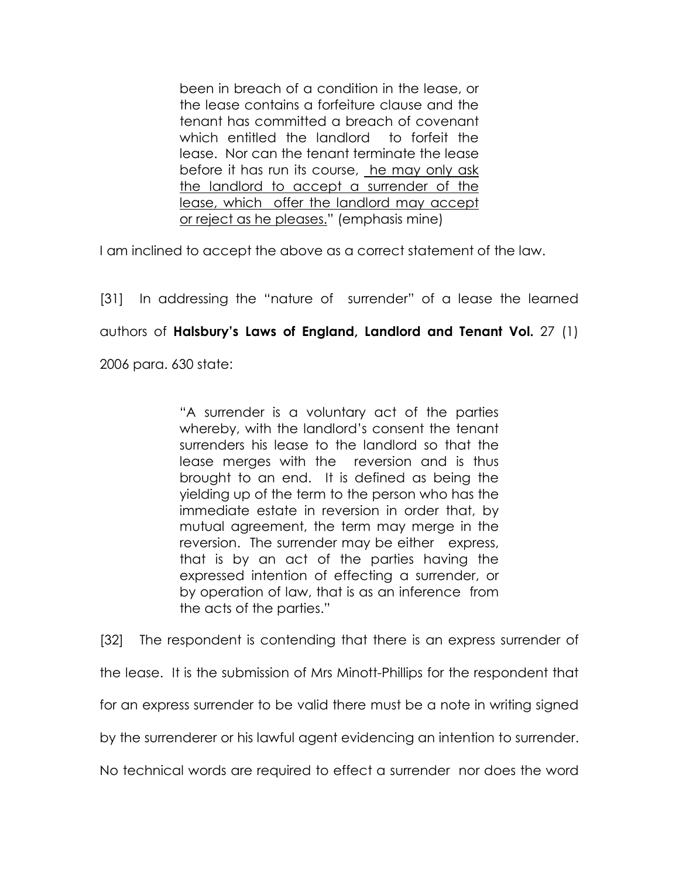> been in breach of a condition in the lease, or the lease contains a forfeiture clause and the tenant has committed a breach of covenant which entitled the landlord to forfeit the lease. Nor can the tenant terminate the lease before it has run its course, <u>he may only ask the landlord to accept a surrender of the lease, which offer the landlord may accept or reject as he pleases.</u>" (emphasis mine)

I am inclined to accept the above as a correct statement of the law.

[31] In addressing the "nature of surrender" of a lease the learned authors of **Halsbury's Laws of England, Landlord and Tenant Vol.** 27 (1) 2006 para. 630 state:

> "A surrender is a voluntary act of the parties whereby, with the landlord's consent the tenant surrenders his lease to the landlord so that the lease merges with the reversion and is thus brought to an end. It is defined as being the yielding up of the term to the person who has the immediate estate in reversion in order that, by mutual agreement, the term may merge in the reversion. The surrender may be either express, that is by an act of the parties having the expressed intention of effecting a surrender, or by operation of law, that is as an inference from the acts of the parties."

[32] The respondent is contending that there is an express surrender of the lease. It is the submission of Mrs Minott-Phillips for the respondent that for an express surrender to be valid there must be a note in writing signed by the surrenderer or his lawful agent evidencing an intention to surrender. No technical words are required to effect a surrender nor does the word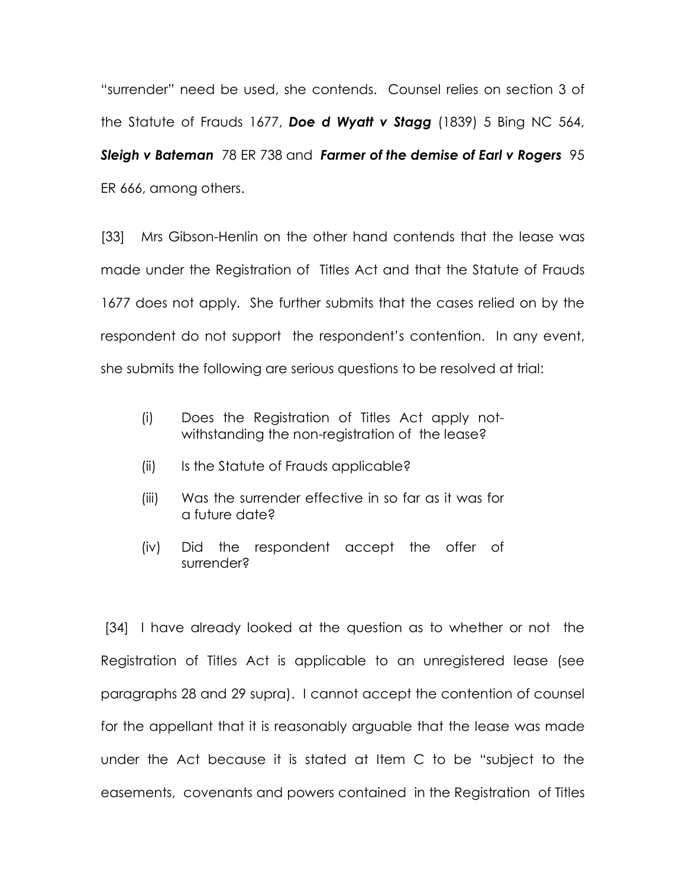"surrender" need be used, she contends. Counsel relies on section 3 of the Statute of Frauds 1677, ***Doe d Wyatt v Stagg*** (1839) 5 Bing NC 564, ***Sleigh v Bateman*** 78 ER 738 and ***Farmer of the demise of Earl v Rogers*** 95 ER 666, among others.

[33] Mrs Gibson-Henlin on the other hand contends that the lease was made under the Registration of Titles Act and that the Statute of Frauds 1677 does not apply. She further submits that the cases relied on by the respondent do not support the respondent's contention. In any event, she submits the following are serious questions to be resolved at trial:

(i) Does the Registration of Titles Act apply notwithstanding the non-registration of the lease?

(ii) Is the Statute of Frauds applicable?

(iii) Was the surrender effective in so far as it was for a future date?

(iv) Did the respondent accept the offer of surrender?

[34] I have already looked at the question as to whether or not the Registration of Titles Act is applicable to an unregistered lease (see paragraphs 28 and 29 supra). I cannot accept the contention of counsel for the appellant that it is reasonably arguable that the lease was made under the Act because it is stated at Item C to be "subject to the easements, covenants and powers contained in the Registration of Titles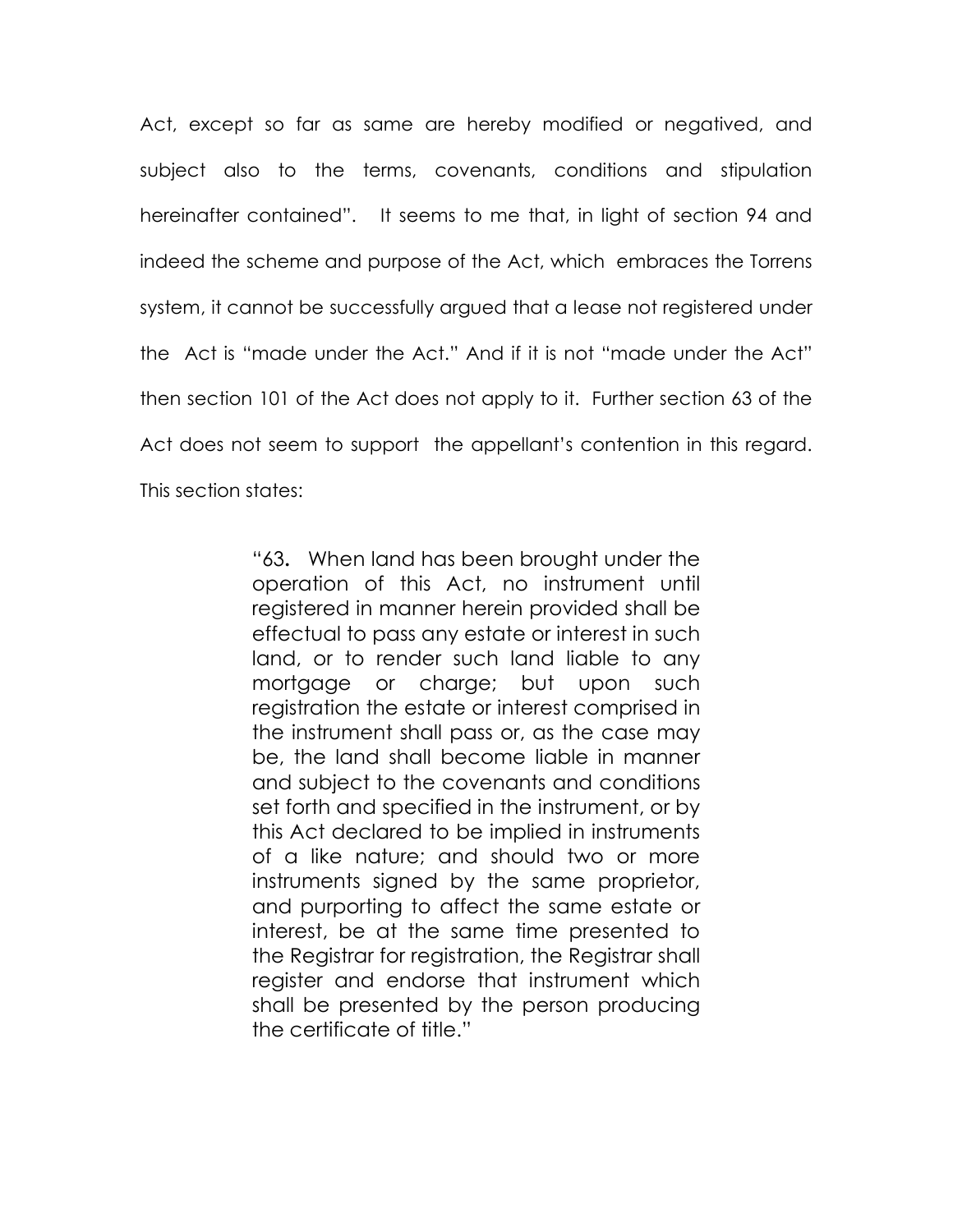Act, except so far as same are hereby modified or negatived, and subject also to the terms, covenants, conditions and stipulation hereinafter contained". It seems to me that, in light of section 94 and indeed the scheme and purpose of the Act, which embraces the Torrens system, it cannot be successfully argued that a lease not registered under the Act is "made under the Act." And if it is not "made under the Act" then section 101 of the Act does not apply to it. Further section 63 of the Act does not seem to support the appellant's contention in this regard. This section states:

> "63. When land has been brought under the operation of this Act, no instrument until registered in manner herein provided shall be effectual to pass any estate or interest in such land, or to render such land liable to any mortgage or charge; but upon such registration the estate or interest comprised in the instrument shall pass or, as the case may be, the land shall become liable in manner and subject to the covenants and conditions set forth and specified in the instrument, or by this Act declared to be implied in instruments of a like nature; and should two or more instruments signed by the same proprietor, and purporting to affect the same estate or interest, be at the same time presented to the Registrar for registration, the Registrar shall register and endorse that instrument which shall be presented by the person producing the certificate of title."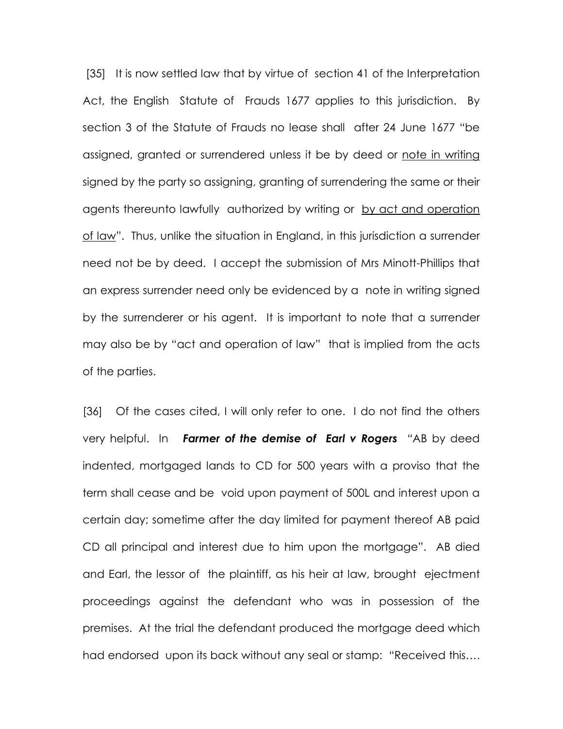[35] It is now settled law that by virtue of section 41 of the Interpretation Act, the English Statute of Frauds 1677 applies to this jurisdiction. By section 3 of the Statute of Frauds no lease shall after 24 June 1677 "be assigned, granted or surrendered unless it be by deed or <u>note in writing</u> signed by the party so assigning, granting of surrendering the same or their agents thereunto lawfully authorized by writing or <u>by act and operation of law</u>". Thus, unlike the situation in England, in this jurisdiction a surrender need not be by deed. I accept the submission of Mrs Minott-Phillips that an express surrender need only be evidenced by a note in writing signed by the surrenderer or his agent. It is important to note that a surrender may also be by "act and operation of law" that is implied from the acts of the parties.

[36] Of the cases cited, I will only refer to one. I do not find the others very helpful. In ***Farmer of the demise of Earl v Rogers*** "AB by deed indented, mortgaged lands to CD for 500 years with a proviso that the term shall cease and be void upon payment of 500L and interest upon a certain day; sometime after the day limited for payment thereof AB paid CD all principal and interest due to him upon the mortgage". AB died and Earl, the lessor of the plaintiff, as his heir at law, brought ejectment proceedings against the defendant who was in possession of the premises. At the trial the defendant produced the mortgage deed which had endorsed upon its back without any seal or stamp: "Received this….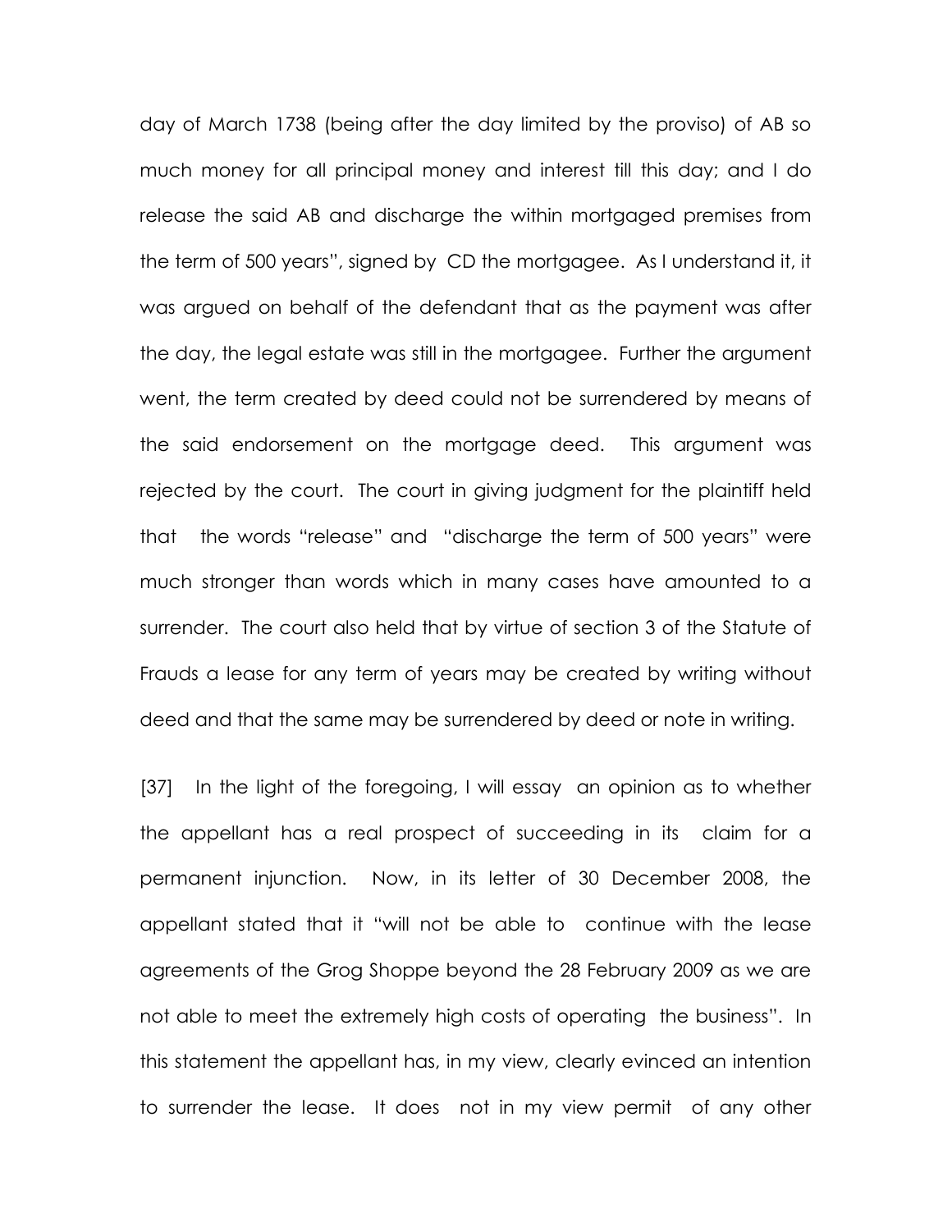day of March 1738 (being after the day limited by the proviso) of AB so much money for all principal money and interest till this day; and I do release the said AB and discharge the within mortgaged premises from the term of 500 years", signed by CD the mortgagee. As I understand it, it was argued on behalf of the defendant that as the payment was after the day, the legal estate was still in the mortgagee. Further the argument went, the term created by deed could not be surrendered by means of the said endorsement on the mortgage deed. This argument was rejected by the court. The court in giving judgment for the plaintiff held that the words "release" and "discharge the term of 500 years" were much stronger than words which in many cases have amounted to a surrender. The court also held that by virtue of section 3 of the Statute of Frauds a lease for any term of years may be created by writing without deed and that the same may be surrendered by deed or note in writing.

[37] In the light of the foregoing, I will essay an opinion as to whether the appellant has a real prospect of succeeding in its claim for a permanent injunction. Now, in its letter of 30 December 2008, the appellant stated that it "will not be able to continue with the lease agreements of the Grog Shoppe beyond the 28 February 2009 as we are not able to meet the extremely high costs of operating the business". In this statement the appellant has, in my view, clearly evinced an intention to surrender the lease. It does not in my view permit of any other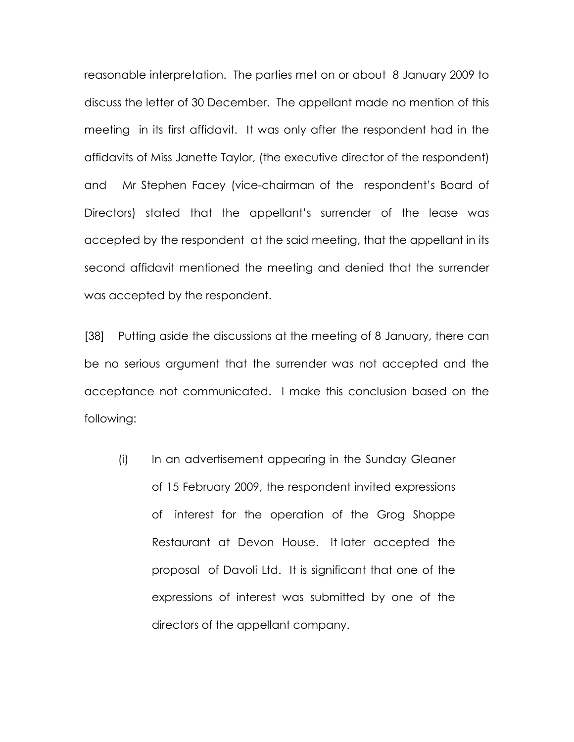reasonable interpretation. The parties met on or about 8 January 2009 to discuss the letter of 30 December. The appellant made no mention of this meeting in its first affidavit. It was only after the respondent had in the affidavits of Miss Janette Taylor, (the executive director of the respondent) and Mr Stephen Facey (vice-chairman of the respondent's Board of Directors) stated that the appellant's surrender of the lease was accepted by the respondent at the said meeting, that the appellant in its second affidavit mentioned the meeting and denied that the surrender was accepted by the respondent.

[38] Putting aside the discussions at the meeting of 8 January, there can be no serious argument that the surrender was not accepted and the acceptance not communicated. I make this conclusion based on the following:

(i) In an advertisement appearing in the Sunday Gleaner of 15 February 2009, the respondent invited expressions of interest for the operation of the Grog Shoppe Restaurant at Devon House. It later accepted the proposal of Davoli Ltd. It is significant that one of the expressions of interest was submitted by one of the directors of the appellant company.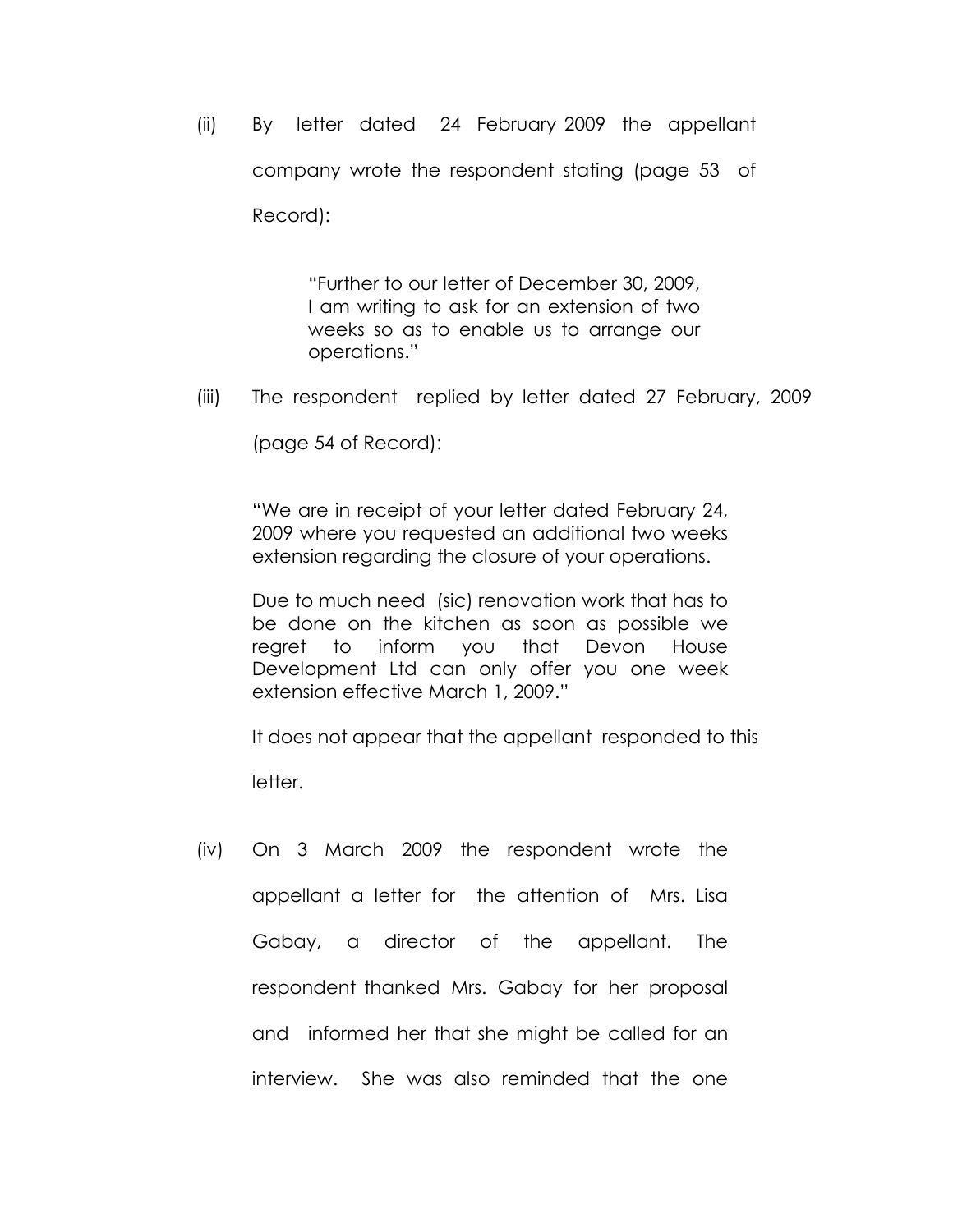(ii) By letter dated 24 February 2009 the appellant company wrote the respondent stating (page 53 of Record):

> "Further to our letter of December 30, 2009, I am writing to ask for an extension of two weeks so as to enable us to arrange our operations."

(iii) The respondent replied by letter dated 27 February, 2009 (page 54 of Record):

> "We are in receipt of your letter dated February 24, 2009 where you requested an additional two weeks extension regarding the closure of your operations.
>
> Due to much need (sic) renovation work that has to be done on the kitchen as soon as possible we regret to inform you that Devon House Development Ltd can only offer you one week extension effective March 1, 2009."

It does not appear that the appellant responded to this letter.

(iv) On 3 March 2009 the respondent wrote the appellant a letter for the attention of Mrs. Lisa Gabay, a director of the appellant. The respondent thanked Mrs. Gabay for her proposal and informed her that she might be called for an interview. She was also reminded that the one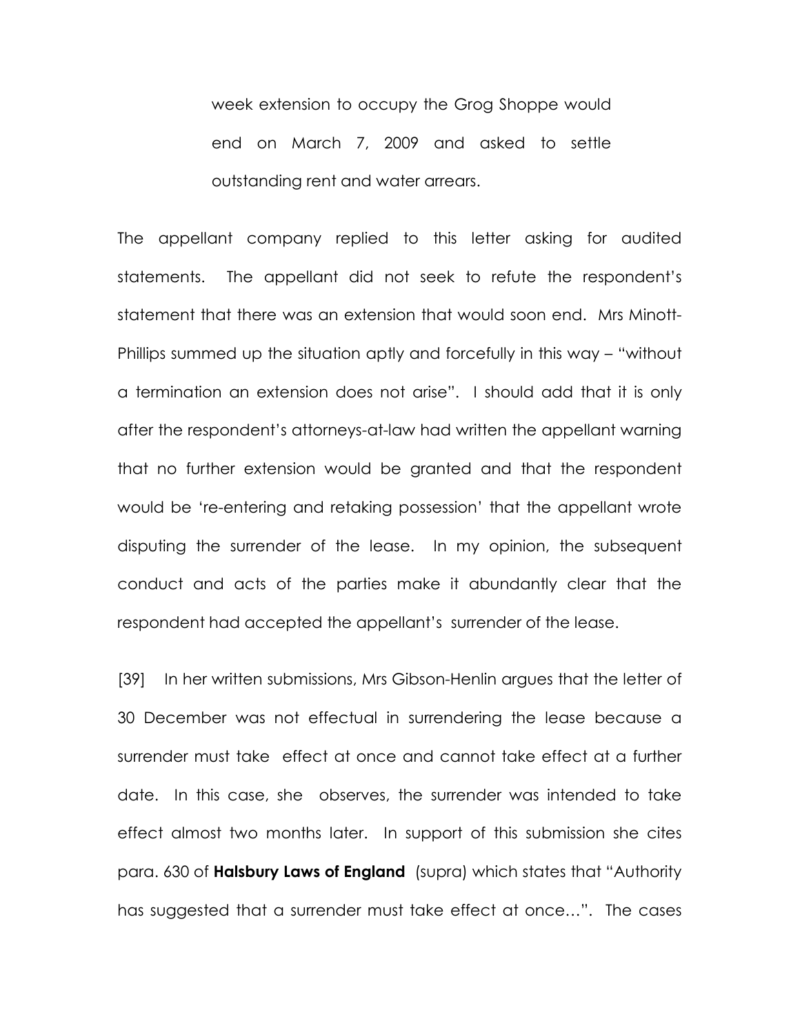week extension to occupy the Grog Shoppe would end on March 7, 2009 and asked to settle outstanding rent and water arrears.

The appellant company replied to this letter asking for audited statements. The appellant did not seek to refute the respondent's statement that there was an extension that would soon end. Mrs Minott-Phillips summed up the situation aptly and forcefully in this way – "without a termination an extension does not arise". I should add that it is only after the respondent's attorneys-at-law had written the appellant warning that no further extension would be granted and that the respondent would be 're-entering and retaking possession' that the appellant wrote disputing the surrender of the lease. In my opinion, the subsequent conduct and acts of the parties make it abundantly clear that the respondent had accepted the appellant's surrender of the lease.

[39] In her written submissions, Mrs Gibson-Henlin argues that the letter of 30 December was not effectual in surrendering the lease because a surrender must take effect at once and cannot take effect at a further date. In this case, she observes, the surrender was intended to take effect almost two months later. In support of this submission she cites para. 630 of **Halsbury Laws of England** (supra) which states that "Authority has suggested that a surrender must take effect at once…". The cases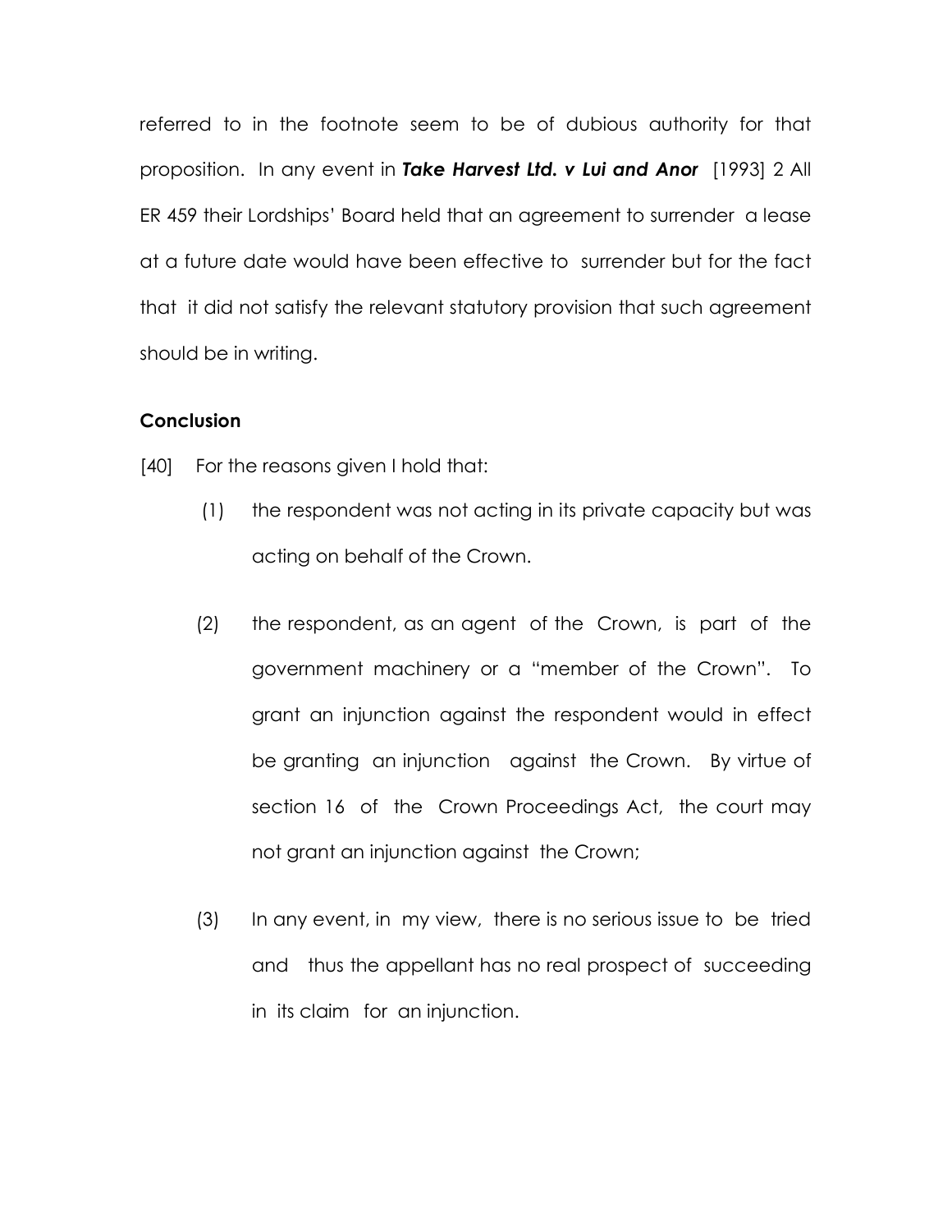referred to in the footnote seem to be of dubious authority for that proposition. In any event in ***Take Harvest Ltd. v Lui and Anor*** [1993] 2 All ER 459 their Lordships' Board held that an agreement to surrender a lease at a future date would have been effective to surrender but for the fact that it did not satisfy the relevant statutory provision that such agreement should be in writing.

**Conclusion**

[40] For the reasons given I hold that:

(1) the respondent was not acting in its private capacity but was acting on behalf of the Crown.

(2) the respondent, as an agent of the Crown, is part of the government machinery or a "member of the Crown". To grant an injunction against the respondent would in effect be granting an injunction against the Crown. By virtue of section 16 of the Crown Proceedings Act, the court may not grant an injunction against the Crown;

(3) In any event, in my view, there is no serious issue to be tried and thus the appellant has no real prospect of succeeding in its claim for an injunction.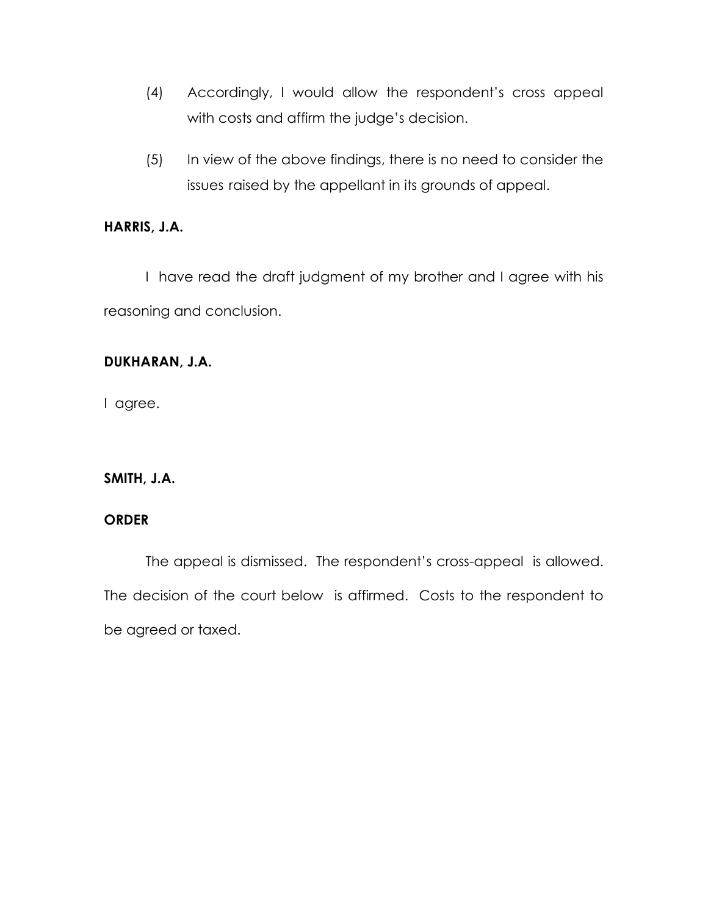(4) Accordingly, I would allow the respondent's cross appeal with costs and affirm the judge's decision.

(5) In view of the above findings, there is no need to consider the issues raised by the appellant in its grounds of appeal.

**HARRIS, J.A.**

I have read the draft judgment of my brother and I agree with his reasoning and conclusion.

**DUKHARAN, J.A.**

I agree.

**SMITH, J.A.**

**ORDER**

The appeal is dismissed. The respondent's cross-appeal is allowed. The decision of the court below is affirmed. Costs to the respondent to be agreed or taxed.